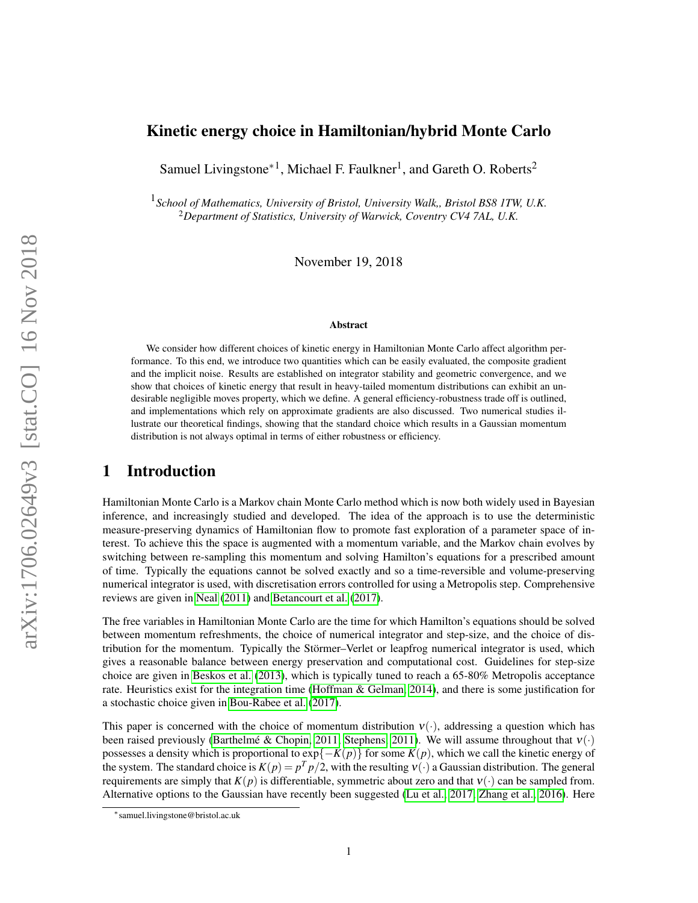# Kinetic energy choice in Hamiltonian/hybrid Monte Carlo

Samuel Livingstone*[1], Michael F. Faulkner[1], and Gareth O. Roberts[2]

[1]*School of Mathematics, University of Bristol, University Walk,, Bristol BS8 1TW, U.K.*
[2]*Department of Statistics, University of Warwick, Coventry CV4 7AL, U.K.*

November 19, 2018

### Abstract

We consider how different choices of kinetic energy in Hamiltonian Monte Carlo affect algorithm performance. To this end, we introduce two quantities which can be easily evaluated, the composite gradient and the implicit noise. Results are established on integrator stability and geometric convergence, and we show that choices of kinetic energy that result in heavy-tailed momentum distributions can exhibit an undesirable negligible moves property, which we define. A general efficiency-robustness trade off is outlined, and implementations which rely on approximate gradients are also discussed. Two numerical studies illustrate our theoretical findings, showing that the standard choice which results in a Gaussian momentum distribution is not always optimal in terms of either robustness or efficiency.

## 1 Introduction

Hamiltonian Monte Carlo is a Markov chain Monte Carlo method which is now both widely used in Bayesian inference, and increasingly studied and developed. The idea of the approach is to use the deterministic measure-preserving dynamics of Hamiltonian flow to promote fast exploration of a parameter space of interest. To achieve this the space is augmented with a momentum variable, and the Markov chain evolves by switching between re-sampling this momentum and solving Hamilton's equations for a prescribed amount of time. Typically the equations cannot be solved exactly and so a time-reversible and volume-preserving numerical integrator is used, with discretisation errors controlled for using a Metropolis step. Comprehensive reviews are given in Neal (2011) and Betancourt et al. (2017).

The free variables in Hamiltonian Monte Carlo are the time for which Hamilton's equations should be solved between momentum refreshments, the choice of numerical integrator and step-size, and the choice of distribution for the momentum. Typically the Störmer–Verlet or leapfrog numerical integrator is used, which gives a reasonable balance between energy preservation and computational cost. Guidelines for step-size choice are given in Beskos et al. (2013), which is typically tuned to reach a 65-80% Metropolis acceptance rate. Heuristics exist for the integration time (Hoffman & Gelman, 2014), and there is some justification for a stochastic choice given in Bou-Rabee et al. (2017).

This paper is concerned with the choice of momentum distribution $\nu(\cdot)$, addressing a question which has been raised previously (Barthelmé & Chopin, 2011; Stephens, 2011). We will assume throughout that $\nu(\cdot)$ possesses a density which is proportional to $\exp\{-K(p)\}$ for some $K(p)$, which we call the kinetic energy of the system. The standard choice is $K(p) = p^T p/2$, with the resulting $\nu(\cdot)$ a Gaussian distribution. The general requirements are simply that $K(p)$ is differentiable, symmetric about zero and that $\nu(\cdot)$ can be sampled from. Alternative options to the Gaussian have recently been suggested (Lu et al., 2017; Zhang et al., 2016). Here

*samuel.livingstone@bristol.ac.uk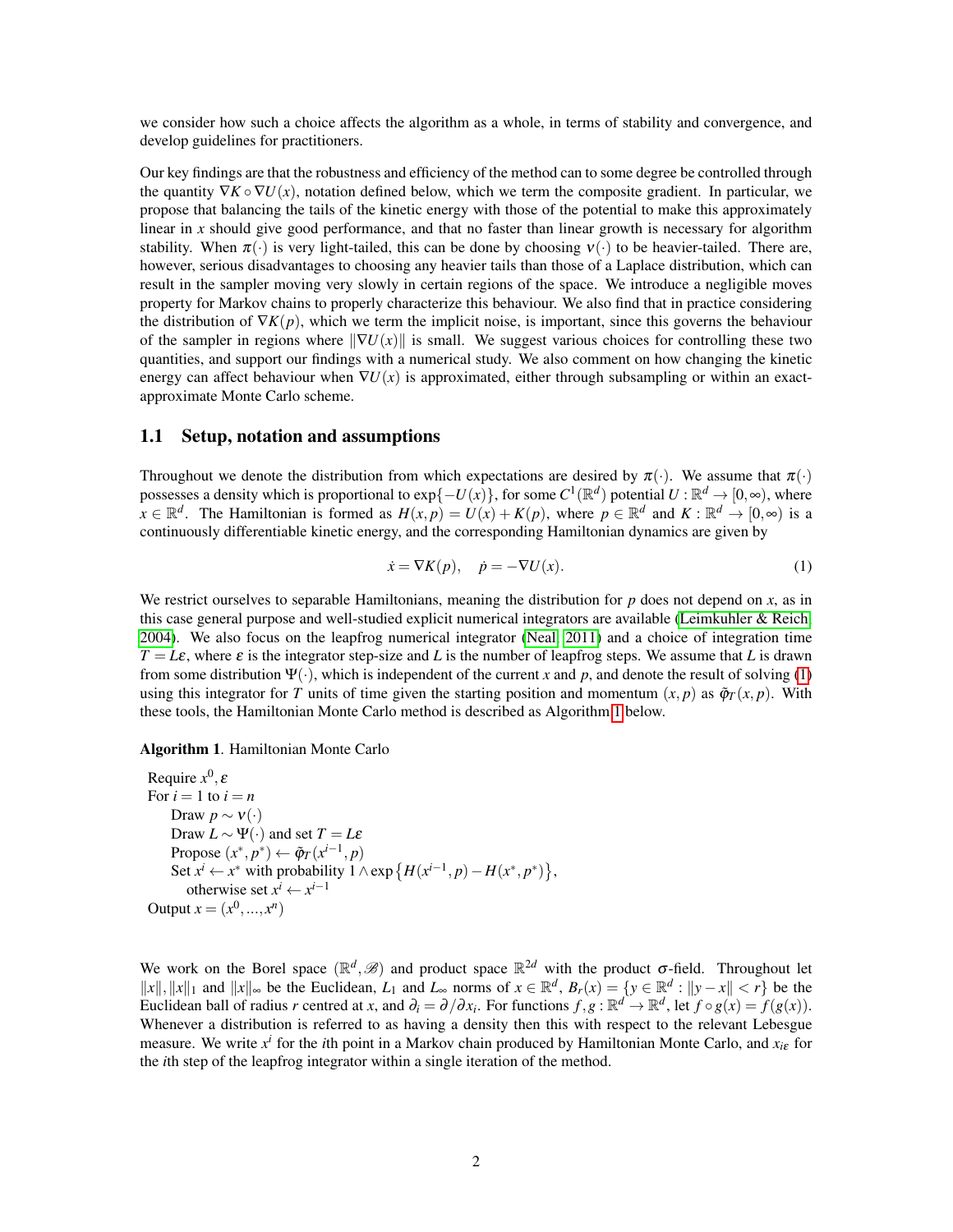we consider how such a choice affects the algorithm as a whole, in terms of stability and convergence, and develop guidelines for practitioners.

Our key findings are that the robustness and efficiency of the method can to some degree be controlled through the quantity $\nabla K \circ \nabla U(x)$, notation defined below, which we term the composite gradient. In particular, we propose that balancing the tails of the kinetic energy with those of the potential to make this approximately linear in $x$ should give good performance, and that no faster than linear growth is necessary for algorithm stability. When $\pi(\cdot)$ is very light-tailed, this can be done by choosing $\nu(\cdot)$ to be heavier-tailed. There are, however, serious disadvantages to choosing any heavier tails than those of a Laplace distribution, which can result in the sampler moving very slowly in certain regions of the space. We introduce a negligible moves property for Markov chains to properly characterize this behaviour. We also find that in practice considering the distribution of $\nabla K(p)$, which we term the implicit noise, is important, since this governs the behaviour of the sampler in regions where $\|\nabla U(x)\|$ is small. We suggest various choices for controlling these two quantities, and support our findings with a numerical study. We also comment on how changing the kinetic energy can affect behaviour when $\nabla U(x)$ is approximated, either through subsampling or within an exact-approximate Monte Carlo scheme.

## 1.1 Setup, notation and assumptions

Throughout we denote the distribution from which expectations are desired by $\pi(\cdot)$. We assume that $\pi(\cdot)$ possesses a density which is proportional to $\exp\{-U(x)\}$, for some $C^1(\mathbb{R}^d)$ potential $U : \mathbb{R}^d \to [0,\infty)$, where $x \in \mathbb{R}^d$. The Hamiltonian is formed as $H(x, p) = U(x) + K(p)$, where $p \in \mathbb{R}^d$ and $K : \mathbb{R}^d \to [0,\infty)$ is a continuously differentiable kinetic energy, and the corresponding Hamiltonian dynamics are given by

$$\dot{x} = \nabla K(p), \quad \dot{p} = -\nabla U(x). \tag{1}$$

We restrict ourselves to separable Hamiltonians, meaning the distribution for $p$ does not depend on $x$, as in this case general purpose and well-studied explicit numerical integrators are available (Leimkuhler & Reich 2004). We also focus on the leapfrog numerical integrator (Neal 2011) and a choice of integration time $T = L\varepsilon$, where $\varepsilon$ is the integrator step-size and $L$ is the number of leapfrog steps. We assume that $L$ is drawn from some distribution $\Psi(\cdot)$, which is independent of the current $x$ and $p$, and denote the result of solving (1) using this integrator for $T$ units of time given the starting position and momentum $(x, p)$ as $\tilde{\varphi}_T(x, p)$. With these tools, the Hamiltonian Monte Carlo method is described as Algorithm 1 below.

**Algorithm 1**. Hamiltonian Monte Carlo

Require $x^0, \varepsilon$
For $i = 1$ to $i = n$
  Draw $p \sim \nu(\cdot)$
  Draw $L \sim \Psi(\cdot)$ and set $T = L\varepsilon$
  Propose $(x^*, p^*) \leftarrow \tilde{\varphi}_T(x^{i-1}, p)$
  Set $x^i \leftarrow x^*$ with probability $1 \wedge \exp\left\{H(x^{i-1}, p) - H(x^*, p^*)\right\}$,
    otherwise set $x^i \leftarrow x^{i-1}$
Output $x = (x^0, ..., x^n)$

We work on the Borel space $(\mathbb{R}^d, \mathscr{B})$ and product space $\mathbb{R}^{2d}$ with the product $\sigma$-field. Throughout let $\|x\|, \|x\|_1$ and $\|x\|_\infty$ be the Euclidean, $L_1$ and $L_\infty$ norms of $x \in \mathbb{R}^d$, $B_r(x) = \{y \in \mathbb{R}^d : \|y - x\| < r\}$ be the Euclidean ball of radius $r$ centred at $x$, and $\partial_i = \partial/\partial x_i$. For functions $f, g : \mathbb{R}^d \to \mathbb{R}^d$, let $f \circ g(x) = f(g(x))$. Whenever a distribution is referred to as having a density then this with respect to the relevant Lebesgue measure. We write $x^i$ for the $i$th point in a Markov chain produced by Hamiltonian Monte Carlo, and $x_{i\varepsilon}$ for the $i$th step of the leapfrog integrator within a single iteration of the method.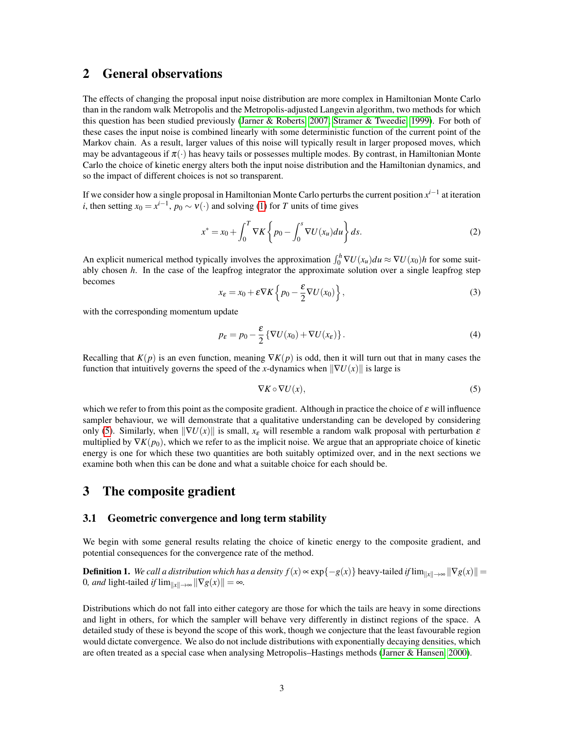## 2 General observations

The effects of changing the proposal input noise distribution are more complex in Hamiltonian Monte Carlo than in the random walk Metropolis and the Metropolis-adjusted Langevin algorithm, two methods for which this question has been studied previously (Jarner & Roberts, 2007; Stramer & Tweedie, 1999). For both of these cases the input noise is combined linearly with some deterministic function of the current point of the Markov chain. As a result, larger values of this noise will typically result in larger proposed moves, which may be advantageous if $\pi(\cdot)$ has heavy tails or possesses multiple modes. By contrast, in Hamiltonian Monte Carlo the choice of kinetic energy alters both the input noise distribution and the Hamiltonian dynamics, and so the impact of different choices is not so transparent.

If we consider how a single proposal in Hamiltonian Monte Carlo perturbs the current position $x^{i-1}$ at iteration $i$, then setting $x_0 = x^{i-1}$, $p_0 \sim \nu(\cdot)$ and solving (1) for $T$ units of time gives

$$x^* = x_0 + \int_0^T \nabla K \left\{ p_0 - \int_0^s \nabla U(x_u) du \right\} ds. \tag{2}$$

An explicit numerical method typically involves the approximation $\int_0^h \nabla U(x_u) du \approx \nabla U(x_0) h$ for some suitably chosen $h$. In the case of the leapfrog integrator the approximate solution over a single leapfrog step becomes

$$x_\varepsilon = x_0 + \varepsilon \nabla K \left\{ p_0 - \frac{\varepsilon}{2} \nabla U(x_0) \right\}, \tag{3}$$

with the corresponding momentum update

$$p_\varepsilon = p_0 - \frac{\varepsilon}{2} \left\{ \nabla U(x_0) + \nabla U(x_\varepsilon) \right\}. \tag{4}$$

Recalling that $K(p)$ is an even function, meaning $\nabla K(p)$ is odd, then it will turn out that in many cases the function that intuitively governs the speed of the $x$-dynamics when $\|\nabla U(x)\|$ is large is

$$\nabla K \circ \nabla U(x), \tag{5}$$

which we refer to from this point as the composite gradient. Although in practice the choice of $\varepsilon$ will influence sampler behaviour, we will demonstrate that a qualitative understanding can be developed by considering only (5). Similarly, when $\|\nabla U(x)\|$ is small, $x_\varepsilon$ will resemble a random walk proposal with perturbation $\varepsilon$ multiplied by $\nabla K(p_0)$, which we refer to as the implicit noise. We argue that an appropriate choice of kinetic energy is one for which these two quantities are both suitably optimized over, and in the next sections we examine both when this can be done and what a suitable choice for each should be.

## 3 The composite gradient

### 3.1 Geometric convergence and long term stability

We begin with some general results relating the choice of kinetic energy to the composite gradient, and potential consequences for the convergence rate of the method.

**Definition 1.** *We call a distribution which has a density $f(x) \propto \exp\{-g(x)\}$* heavy-tailed *if $\lim_{\|x\|\to\infty} \|\nabla g(x)\| = 0$, and* light-tailed *if $\lim_{\|x\|\to\infty} \|\nabla g(x)\| = \infty$.*

Distributions which do not fall into either category are those for which the tails are heavy in some directions and light in others, for which the sampler will behave very differently in distinct regions of the space. A detailed study of these is beyond the scope of this work, though we conjecture that the least favourable region would dictate convergence. We also do not include distributions with exponentially decaying densities, which are often treated as a special case when analysing Metropolis–Hastings methods (Jarner & Hansen, 2000).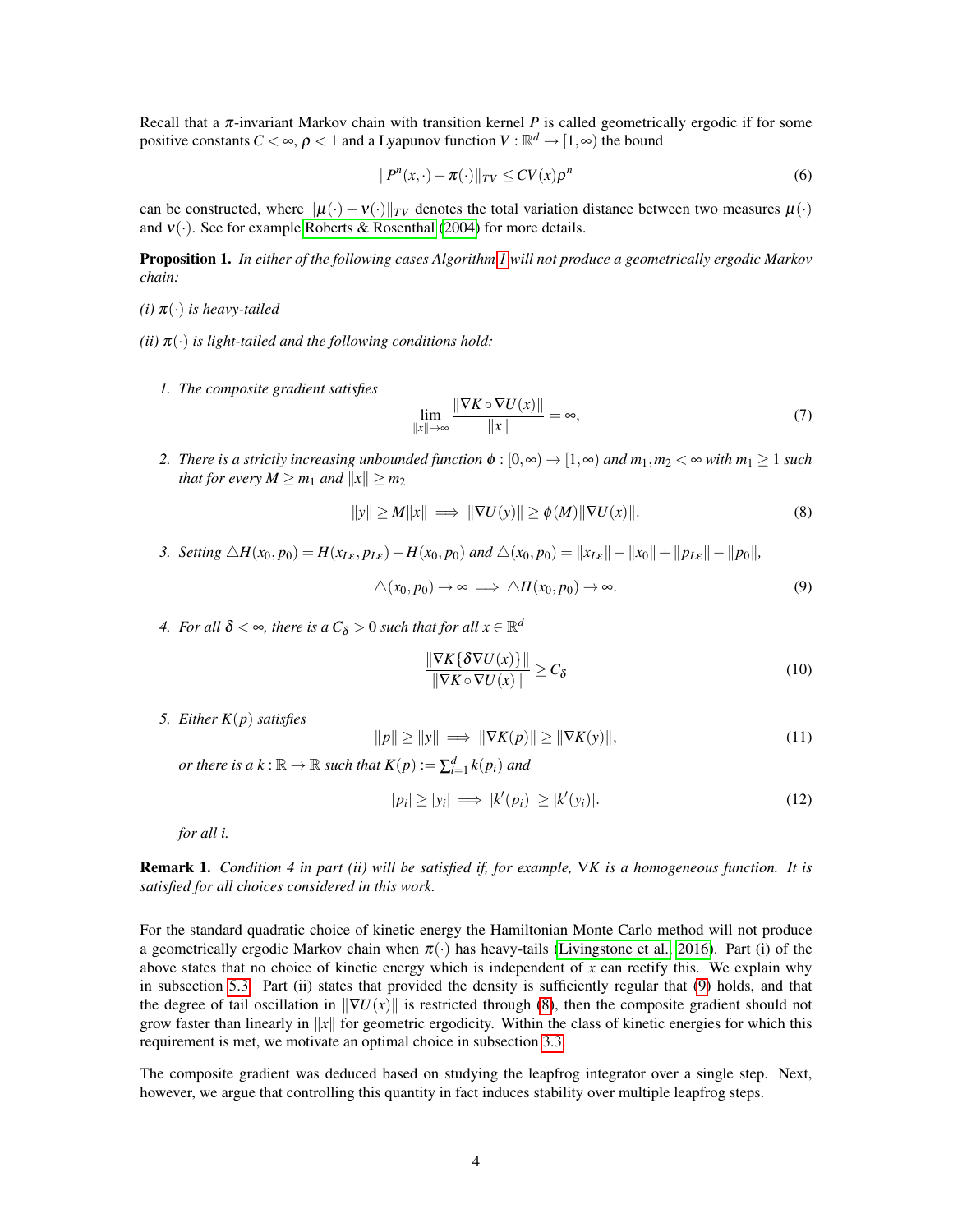Recall that a $\pi$-invariant Markov chain with transition kernel $P$ is called geometrically ergodic if for some positive constants $C < \infty$, $\rho < 1$ and a Lyapunov function $V : \mathbb{R}^d \to [1, \infty)$ the bound

$$\|P^n(x, \cdot) - \pi(\cdot)\|_{TV} \leq CV(x)\rho^n \tag{6}$$

can be constructed, where $\|\mu(\cdot) - \nu(\cdot)\|_{TV}$ denotes the total variation distance between two measures $\mu(\cdot)$ and $\nu(\cdot)$. See for example Roberts & Rosenthal (2004) for more details.

**Proposition 1.** *In either of the following cases Algorithm 1 will not produce a geometrically ergodic Markov chain:*

*(i) $\pi(\cdot)$ is heavy-tailed*

*(ii) $\pi(\cdot)$ is light-tailed and the following conditions hold:*

1. *The composite gradient satisfies*

$$\lim_{\|x\| \to \infty} \frac{\|\nabla K \circ \nabla U(x)\|}{\|x\|} = \infty, \tag{7}$$

2. *There is a strictly increasing unbounded function $\phi : [0, \infty) \to [1, \infty)$ and $m_1, m_2 < \infty$ with $m_1 \geq 1$ such that for every $M \geq m_1$ and $\|x\| \geq m_2$*

$$\|y\| \geq M\|x\| \implies \|\nabla U(y)\| \geq \phi(M)\|\nabla U(x)\|. \tag{8}$$

3. *Setting $\triangle H(x_0, p_0) = H(x_{L\varepsilon}, p_{L\varepsilon}) - H(x_0, p_0)$ and $\triangle(x_0, p_0) = \|x_{L\varepsilon}\| - \|x_0\| + \|p_{L\varepsilon}\| - \|p_0\|$,*

$$\triangle(x_0, p_0) \to \infty \implies \triangle H(x_0, p_0) \to \infty. \tag{9}$$

4. *For all $\delta < \infty$, there is a $C_\delta > 0$ such that for all $x \in \mathbb{R}^d$*

$$\frac{\|\nabla K\{\delta \nabla U(x)\}\|}{\|\nabla K \circ \nabla U(x)\|} \geq C_\delta \tag{10}$$

5. *Either $K(p)$ satisfies*

$$\|p\| \geq \|y\| \implies \|\nabla K(p)\| \geq \|\nabla K(y)\|, \tag{11}$$

*or there is a $k : \mathbb{R} \to \mathbb{R}$ such that $K(p) := \sum_{i=1}^{d} k(p_i)$ and*

$$|p_i| \geq |y_i| \implies |k'(p_i)| \geq |k'(y_i)|. \tag{12}$$

*for all $i$.*

**Remark 1.** *Condition 4 in part (ii) will be satisfied if, for example, $\nabla K$ is a homogeneous function. It is satisfied for all choices considered in this work.*

For the standard quadratic choice of kinetic energy the Hamiltonian Monte Carlo method will not produce a geometrically ergodic Markov chain when $\pi(\cdot)$ has heavy-tails (Livingstone et al. 2016). Part (i) of the above states that no choice of kinetic energy which is independent of $x$ can rectify this. We explain why in subsection 5.3. Part (ii) states that provided the density is sufficiently regular that (9) holds, and that the degree of tail oscillation in $\|\nabla U(x)\|$ is restricted through (8), then the composite gradient should not grow faster than linearly in $\|x\|$ for geometric ergodicity. Within the class of kinetic energies for which this requirement is met, we motivate an optimal choice in subsection 3.3.

The composite gradient was deduced based on studying the leapfrog integrator over a single step. Next, however, we argue that controlling this quantity in fact induces stability over multiple leapfrog steps.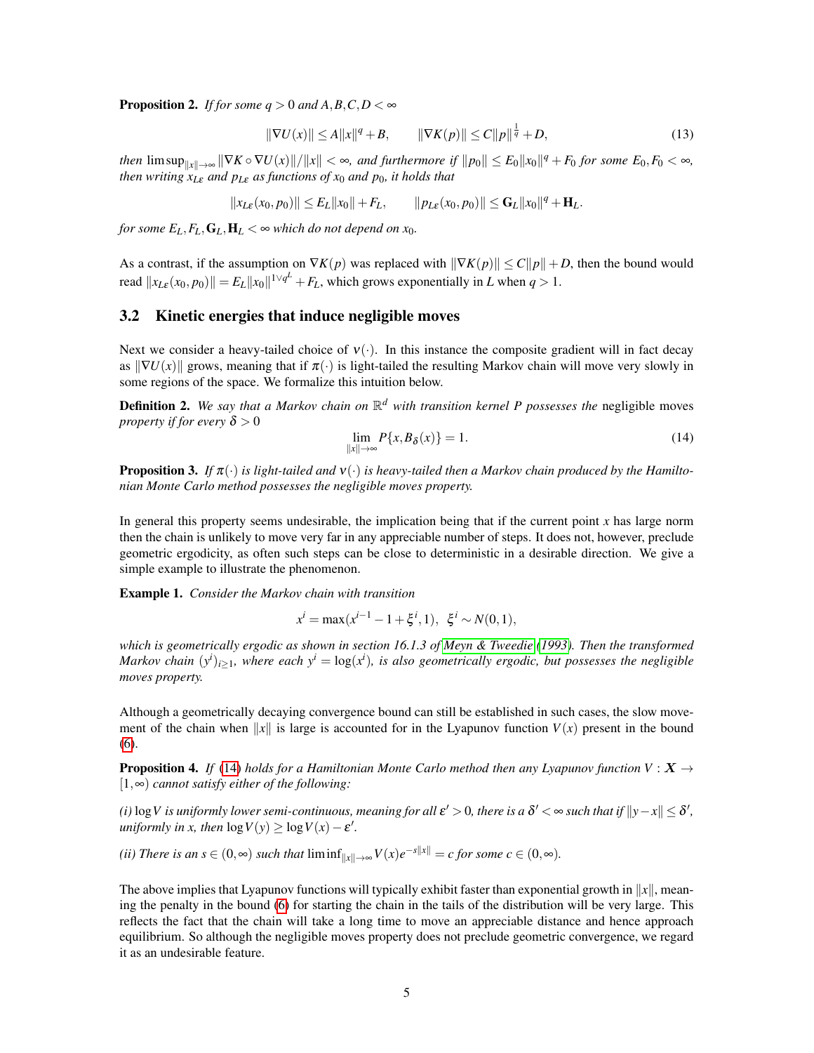**Proposition 2.** *If for some $q > 0$ and $A, B, C, D < \infty$*

$$\|\nabla U(x)\| \leq A\|x\|^q + B, \qquad \|\nabla K(p)\| \leq C\|p\|^{\frac{1}{q}} + D, \tag{13}$$

*then $\limsup_{\|x\|\to\infty} \|\nabla K \circ \nabla U(x)\|/\|x\| < \infty$, and furthermore if $\|p_0\| \leq E_0\|x_0\|^q + F_0$ for some $E_0, F_0 < \infty$, then writing $x_{L\varepsilon}$ and $p_{L\varepsilon}$ as functions of $x_0$ and $p_0$, it holds that*

$$\|x_{L\varepsilon}(x_0, p_0)\| \leq E_L\|x_0\| + F_L, \qquad \|p_{L\varepsilon}(x_0, p_0)\| \leq \mathbf{G}_L\|x_0\|^q + \mathbf{H}_L.$$

*for some $E_L, F_L, \mathbf{G}_L, \mathbf{H}_L < \infty$ which do not depend on $x_0$.*

As a contrast, if the assumption on $\nabla K(p)$ was replaced with $\|\nabla K(p)\| \leq C\|p\| + D$, then the bound would read $\|x_{L\varepsilon}(x_0, p_0)\| = E_L\|x_0\|^{1 \vee q^L} + F_L$, which grows exponentially in $L$ when $q > 1$.

## 3.2 Kinetic energies that induce negligible moves

Next we consider a heavy-tailed choice of $\nu(\cdot)$. In this instance the composite gradient will in fact decay as $\|\nabla U(x)\|$ grows, meaning that if $\pi(\cdot)$ is light-tailed the resulting Markov chain will move very slowly in some regions of the space. We formalize this intuition below.

**Definition 2.** *We say that a Markov chain on $\mathbb{R}^d$ with transition kernel $P$ possesses the* negligible moves *property if for every $\delta > 0$*

$$\lim_{\|x\|\to\infty} P\{x, B_\delta(x)\} = 1. \tag{14}$$

**Proposition 3.** *If $\pi(\cdot)$ is light-tailed and $\nu(\cdot)$ is heavy-tailed then a Markov chain produced by the Hamiltonian Monte Carlo method possesses the negligible moves property.*

In general this property seems undesirable, the implication being that if the current point $x$ has large norm then the chain is unlikely to move very far in any appreciable number of steps. It does not, however, preclude geometric ergodicity, as often such steps can be close to deterministic in a desirable direction. We give a simple example to illustrate the phenomenon.

**Example 1.** *Consider the Markov chain with transition*

$$x^i = \max(x^{i-1} - 1 + \xi^i, 1), \;\; \xi^i \sim N(0,1),$$

*which is geometrically ergodic as shown in section 16.1.3 of Meyn & Tweedie (1993). Then the transformed Markov chain $(y^i)_{i\geq 1}$, where each $y^i = \log(x^i)$, is also geometrically ergodic, but possesses the negligible moves property.*

Although a geometrically decaying convergence bound can still be established in such cases, the slow movement of the chain when $\|x\|$ is large is accounted for in the Lyapunov function $V(x)$ present in the bound (6).

**Proposition 4.** *If (14) holds for a Hamiltonian Monte Carlo method then any Lyapunov function $V : \boldsymbol{X} \to [1, \infty)$ cannot satisfy either of the following:*

*(i) $\log V$ is uniformly lower semi-continuous, meaning for all $\varepsilon' > 0$, there is a $\delta' < \infty$ such that if $\|y - x\| \leq \delta'$, uniformly in $x$, then $\log V(y) \geq \log V(x) - \varepsilon'$.*

*(ii) There is an $s \in (0, \infty)$ such that $\liminf_{\|x\|\to\infty} V(x)e^{-s\|x\|} = c$ for some $c \in (0, \infty)$.*

The above implies that Lyapunov functions will typically exhibit faster than exponential growth in $\|x\|$, meaning the penalty in the bound (6) for starting the chain in the tails of the distribution will be very large. This reflects the fact that the chain will take a long time to move an appreciable distance and hence approach equilibrium. So although the negligible moves property does not preclude geometric convergence, we regard it as an undesirable feature.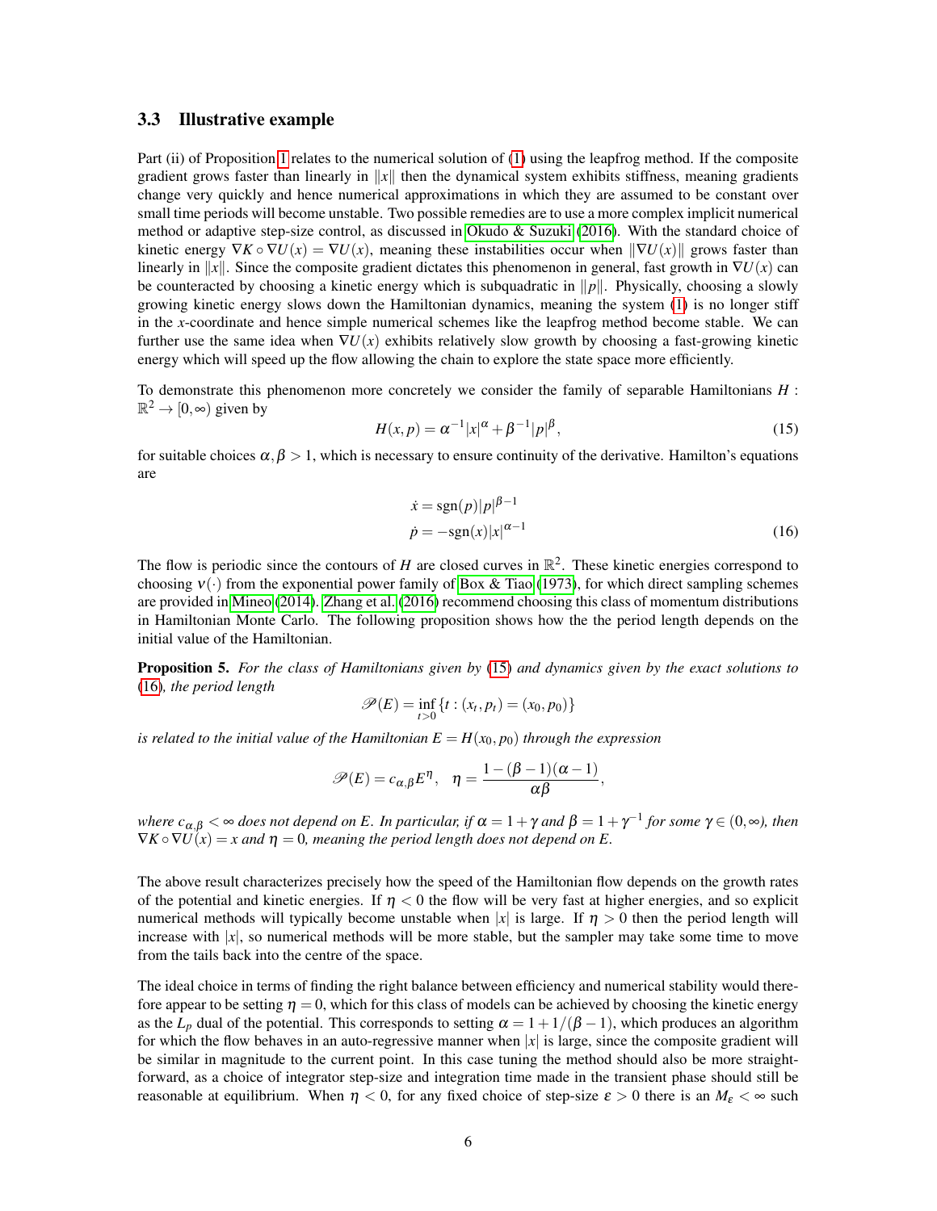### 3.3 Illustrative example

Part (ii) of Proposition 1 relates to the numerical solution of (1) using the leapfrog method. If the composite gradient grows faster than linearly in $\|x\|$ then the dynamical system exhibits stiffness, meaning gradients change very quickly and hence numerical approximations in which they are assumed to be constant over small time periods will become unstable. Two possible remedies are to use a more complex implicit numerical method or adaptive step-size control, as discussed in Okudo & Suzuki (2016). With the standard choice of kinetic energy $\nabla K \circ \nabla U(x) = \nabla U(x)$, meaning these instabilities occur when $\|\nabla U(x)\|$ grows faster than linearly in $\|x\|$. Since the composite gradient dictates this phenomenon in general, fast growth in $\nabla U(x)$ can be counteracted by choosing a kinetic energy which is subquadratic in $\|p\|$. Physically, choosing a slowly growing kinetic energy slows down the Hamiltonian dynamics, meaning the system (1) is no longer stiff in the $x$-coordinate and hence simple numerical schemes like the leapfrog method become stable. We can further use the same idea when $\nabla U(x)$ exhibits relatively slow growth by choosing a fast-growing kinetic energy which will speed up the flow allowing the chain to explore the state space more efficiently.

To demonstrate this phenomenon more concretely we consider the family of separable Hamiltonians $H : \mathbb{R}^2 \to [0,\infty)$ given by

$$H(x,p) = \alpha^{-1}|x|^{\alpha} + \beta^{-1}|p|^{\beta}, \tag{15}$$

for suitable choices $\alpha, \beta > 1$, which is necessary to ensure continuity of the derivative. Hamilton's equations are

$$\begin{aligned} \dot{x} &= \mathrm{sgn}(p)|p|^{\beta-1} \\ \dot{p} &= -\mathrm{sgn}(x)|x|^{\alpha-1} \end{aligned} \tag{16}$$

The flow is periodic since the contours of $H$ are closed curves in $\mathbb{R}^2$. These kinetic energies correspond to choosing $\nu(\cdot)$ from the exponential power family of Box & Tiao (1973), for which direct sampling schemes are provided in Mineo (2014). Zhang et al. (2016) recommend choosing this class of momentum distributions in Hamiltonian Monte Carlo. The following proposition shows how the the period length depends on the initial value of the Hamiltonian.

**Proposition 5.** *For the class of Hamiltonians given by* (15) *and dynamics given by the exact solutions to* (16)*, the period length*

$$\mathscr{P}(E) = \inf_{t>0}\{t : (x_t, p_t) = (x_0, p_0)\}$$

*is related to the initial value of the Hamiltonian $E = H(x_0, p_0)$ through the expression*

$$\mathscr{P}(E) = c_{\alpha,\beta}E^{\eta}, \quad \eta = \frac{1-(\beta-1)(\alpha-1)}{\alpha\beta},$$

*where $c_{\alpha,\beta} < \infty$ does not depend on $E$. In particular, if $\alpha = 1+\gamma$ and $\beta = 1+\gamma^{-1}$ for some $\gamma \in (0,\infty)$, then $\nabla K \circ \nabla U(x) = x$ and $\eta = 0$, meaning the period length does not depend on $E$.*

The above result characterizes precisely how the speed of the Hamiltonian flow depends on the growth rates of the potential and kinetic energies. If $\eta < 0$ the flow will be very fast at higher energies, and so explicit numerical methods will typically become unstable when $|x|$ is large. If $\eta > 0$ then the period length will increase with $|x|$, so numerical methods will be more stable, but the sampler may take some time to move from the tails back into the centre of the space.

The ideal choice in terms of finding the right balance between efficiency and numerical stability would therefore appear to be setting $\eta = 0$, which for this class of models can be achieved by choosing the kinetic energy as the $L_p$ dual of the potential. This corresponds to setting $\alpha = 1 + 1/(\beta - 1)$, which produces an algorithm for which the flow behaves in an auto-regressive manner when $|x|$ is large, since the composite gradient will be similar in magnitude to the current point. In this case tuning the method should also be more straightforward, as a choice of integrator step-size and integration time made in the transient phase should still be reasonable at equilibrium. When $\eta < 0$, for any fixed choice of step-size $\varepsilon > 0$ there is an $M_\varepsilon < \infty$ such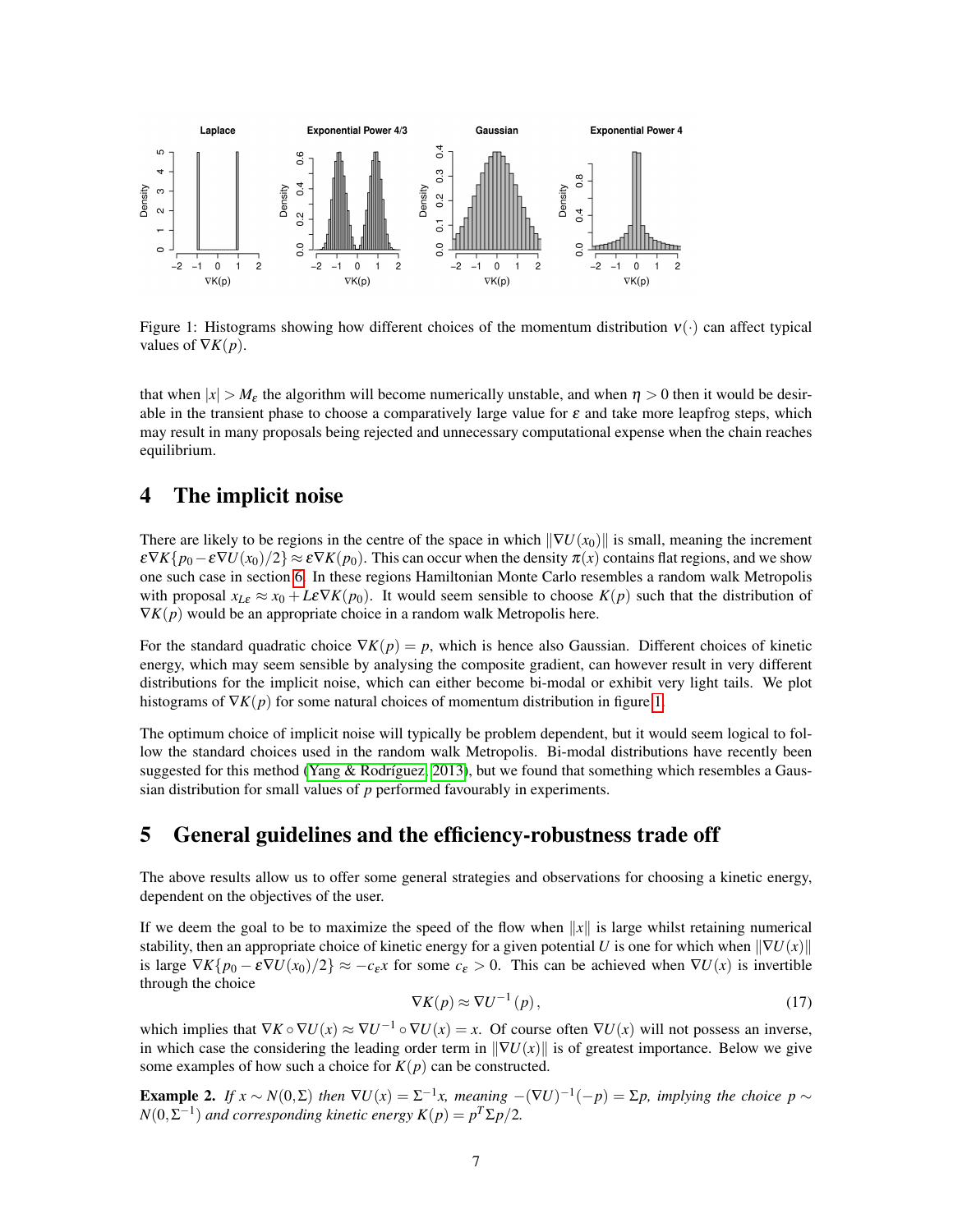Figure 1: Histograms showing how different choices of the momentum distribution $\nu(\cdot)$ can affect typical values of $\nabla K(p)$.

that when $|x| > M_\varepsilon$ the algorithm will become numerically unstable, and when $\eta > 0$ then it would be desirable in the transient phase to choose a comparatively large value for $\varepsilon$ and take more leapfrog steps, which may result in many proposals being rejected and unnecessary computational expense when the chain reaches equilibrium.

# 4 The implicit noise

There are likely to be regions in the centre of the space in which $\|\nabla U(x_0)\|$ is small, meaning the increment $\varepsilon \nabla K\{p_0 - \varepsilon \nabla U(x_0)/2\} \approx \varepsilon \nabla K(p_0)$. This can occur when the density $\pi(x)$ contains flat regions, and we show one such case in section 6. In these regions Hamiltonian Monte Carlo resembles a random walk Metropolis with proposal $x_{L\varepsilon} \approx x_0 + L\varepsilon \nabla K(p_0)$. It would seem sensible to choose $K(p)$ such that the distribution of $\nabla K(p)$ would be an appropriate choice in a random walk Metropolis here.

For the standard quadratic choice $\nabla K(p) = p$, which is hence also Gaussian. Different choices of kinetic energy, which may seem sensible by analysing the composite gradient, can however result in very different distributions for the implicit noise, which can either become bi-modal or exhibit very light tails. We plot histograms of $\nabla K(p)$ for some natural choices of momentum distribution in figure 1.

The optimum choice of implicit noise will typically be problem dependent, but it would seem logical to follow the standard choices used in the random walk Metropolis. Bi-modal distributions have recently been suggested for this method (Yang & Rodríguez, 2013), but we found that something which resembles a Gaussian distribution for small values of $p$ performed favourably in experiments.

# 5 General guidelines and the efficiency-robustness trade off

The above results allow us to offer some general strategies and observations for choosing a kinetic energy, dependent on the objectives of the user.

If we deem the goal to be to maximize the speed of the flow when $\|x\|$ is large whilst retaining numerical stability, then an appropriate choice of kinetic energy for a given potential $U$ is one for which when $\|\nabla U(x)\|$ is large $\nabla K\{p_0 - \varepsilon \nabla U(x_0)/2\} \approx -c_\varepsilon x$ for some $c_\varepsilon > 0$. This can be achieved when $\nabla U(x)$ is invertible through the choice

$$\nabla K(p) \approx \nabla U^{-1}(p), \tag{17}$$

which implies that $\nabla K \circ \nabla U(x) \approx \nabla U^{-1} \circ \nabla U(x) = x$. Of course often $\nabla U(x)$ will not possess an inverse, in which case the considering the leading order term in $\|\nabla U(x)\|$ is of greatest importance. Below we give some examples of how such a choice for $K(p)$ can be constructed.

**Example 2.** *If $x \sim N(0, \Sigma)$ then $\nabla U(x) = \Sigma^{-1}x$, meaning $-(\nabla U)^{-1}(-p) = \Sigma p$, implying the choice $p \sim N(0, \Sigma^{-1})$ and corresponding kinetic energy $K(p) = p^T \Sigma p/2$.*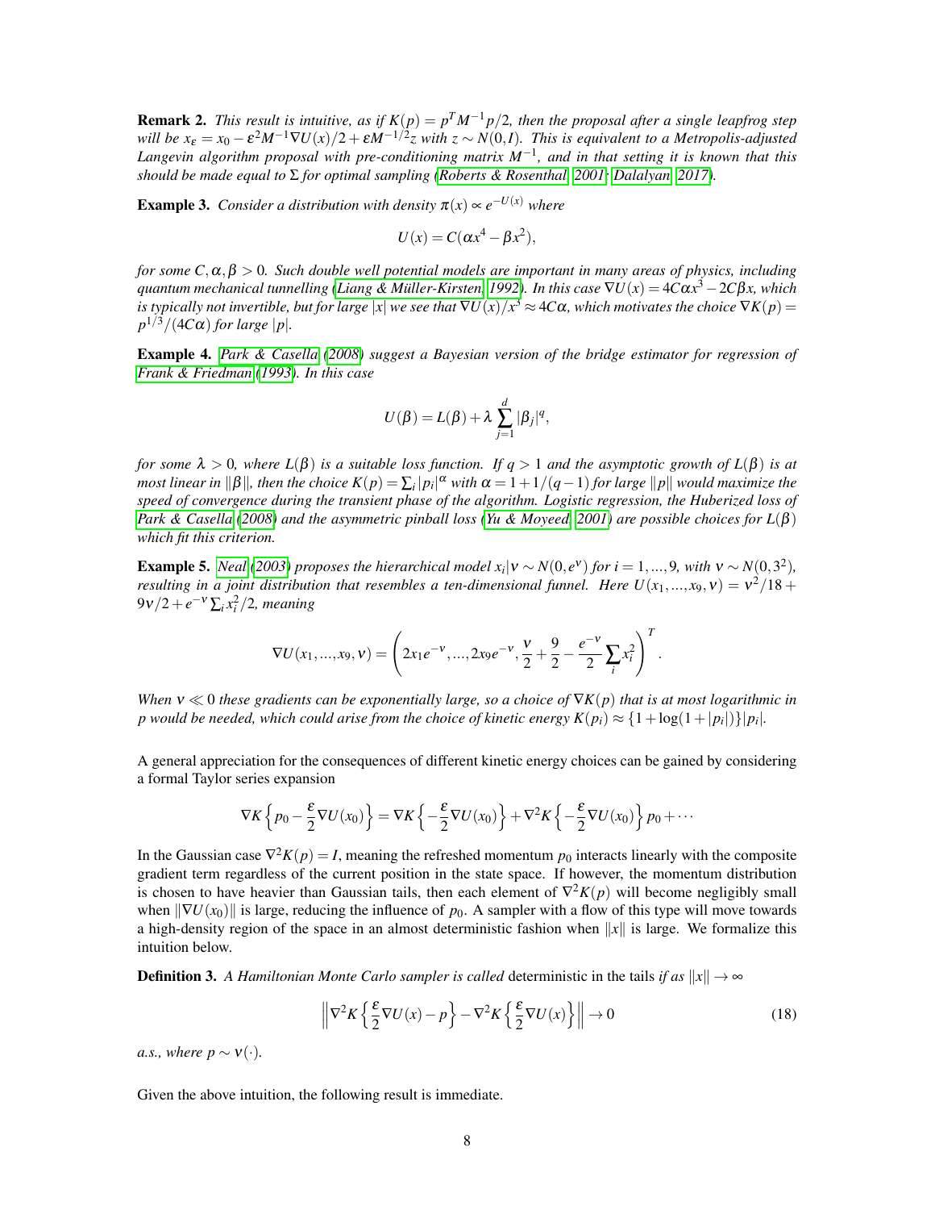**Remark 2.** *This result is intuitive, as if $K(p) = p^T M^{-1} p/2$, then the proposal after a single leapfrog step will be $x_\varepsilon = x_0 - \varepsilon^2 M^{-1}\nabla U(x)/2 + \varepsilon M^{-1/2} z$ with $z \sim N(0, I)$. This is equivalent to a Metropolis-adjusted Langevin algorithm proposal with pre-conditioning matrix $M^{-1}$, and in that setting it is known that this should be made equal to $\Sigma$ for optimal sampling (Roberts & Rosenthal, 2001; Dalalyan, 2017).*

**Example 3.** *Consider a distribution with density $\pi(x) \propto e^{-U(x)}$ where*

$$U(x) = C(\alpha x^4 - \beta x^2),$$

*for some $C, \alpha, \beta > 0$. Such double well potential models are important in many areas of physics, including quantum mechanical tunnelling (Liang & Müller-Kirsten, 1992). In this case $\nabla U(x) = 4C\alpha x^3 - 2C\beta x$, which is typically not invertible, but for large $|x|$ we see that $\nabla U(x)/x^3 \approx 4C\alpha$, which motivates the choice $\nabla K(p) = p^{1/3}/(4C\alpha)$ for large $|p|$.*

**Example 4.** *Park & Casella (2008) suggest a Bayesian version of the bridge estimator for regression of Frank & Friedman (1993). In this case*

$$U(\beta) = L(\beta) + \lambda \sum_{j=1}^{d} |\beta_j|^q,$$

*for some $\lambda > 0$, where $L(\beta)$ is a suitable loss function. If $q > 1$ and the asymptotic growth of $L(\beta)$ is at most linear in $\|\beta\|$, then the choice $K(p) = \sum_i |p_i|^\alpha$ with $\alpha = 1 + 1/(q-1)$ for large $\|p\|$ would maximize the speed of convergence during the transient phase of the algorithm. Logistic regression, the Huberized loss of Park & Casella (2008) and the asymmetric pinball loss (Yu & Moyeed, 2001) are possible choices for $L(\beta)$ which fit this criterion.*

**Example 5.** *Neal (2003) proposes the hierarchical model $x_i|\nu \sim N(0, e^\nu)$ for $i = 1, ..., 9$, with $\nu \sim N(0, 3^2)$, resulting in a joint distribution that resembles a ten-dimensional funnel. Here $U(x_1, ..., x_9, \nu) = \nu^2/18 + 9\nu/2 + e^{-\nu}\sum_i x_i^2/2$, meaning*

$$\nabla U(x_1, ..., x_9, \nu) = \left( 2x_1 e^{-\nu}, ..., 2x_9 e^{-\nu}, \frac{\nu}{2} + \frac{9}{2} - \frac{e^{-\nu}}{2}\sum_i x_i^2 \right)^T.$$

*When $\nu \ll 0$ these gradients can be exponentially large, so a choice of $\nabla K(p)$ that is at most logarithmic in $p$ would be needed, which could arise from the choice of kinetic energy $K(p_i) \approx \{1 + \log(1 + |p_i|)\}|p_i|$.*

A general appreciation for the consequences of different kinetic energy choices can be gained by considering a formal Taylor series expansion

$$\nabla K\left\{ p_0 - \frac{\varepsilon}{2}\nabla U(x_0) \right\} = \nabla K\left\{ -\frac{\varepsilon}{2}\nabla U(x_0) \right\} + \nabla^2 K\left\{ -\frac{\varepsilon}{2}\nabla U(x_0) \right\} p_0 + \cdots$$

In the Gaussian case $\nabla^2 K(p) = I$, meaning the refreshed momentum $p_0$ interacts linearly with the composite gradient term regardless of the current position in the state space. If however, the momentum distribution is chosen to have heavier than Gaussian tails, then each element of $\nabla^2 K(p)$ will become negligibly small when $\|\nabla U(x_0)\|$ is large, reducing the influence of $p_0$. A sampler with a flow of this type will move towards a high-density region of the space in an almost deterministic fashion when $\|x\|$ is large. We formalize this intuition below.

**Definition 3.** *A Hamiltonian Monte Carlo sampler is called* deterministic in the tails *if as $\|x\| \to \infty$*

$$\left\| \nabla^2 K\left\{ \frac{\varepsilon}{2}\nabla U(x) - p \right\} - \nabla^2 K\left\{ \frac{\varepsilon}{2}\nabla U(x) \right\} \right\| \to 0 \tag{18}$$

*a.s., where $p \sim \nu(\cdot)$.*

Given the above intuition, the following result is immediate.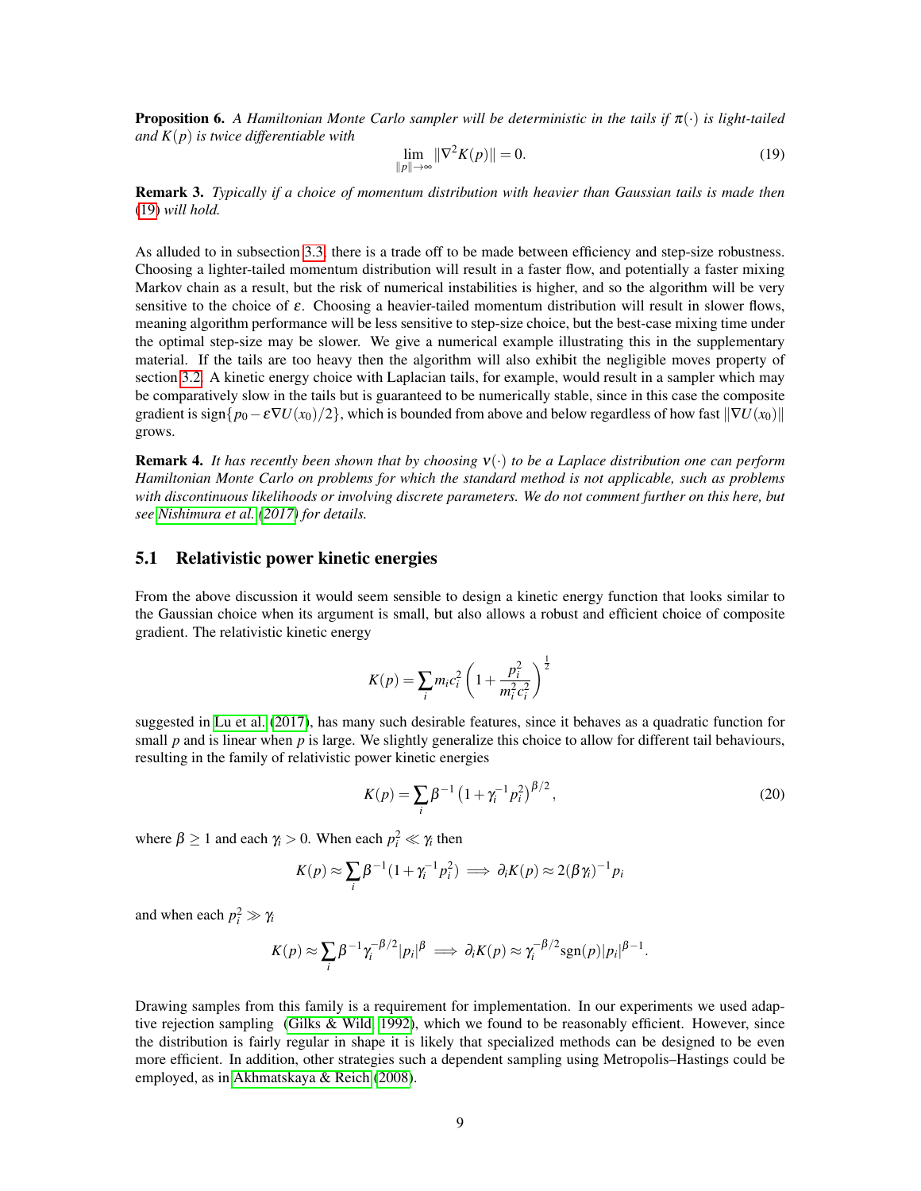**Proposition 6.** *A Hamiltonian Monte Carlo sampler will be deterministic in the tails if $\pi(\cdot)$ is light-tailed and $K(p)$ is twice differentiable with*

$$\lim_{\|p\|\to\infty} \|\nabla^2 K(p)\| = 0. \tag{19}$$

**Remark 3.** *Typically if a choice of momentum distribution with heavier than Gaussian tails is made then (19) will hold.*

As alluded to in subsection 3.3, there is a trade off to be made between efficiency and step-size robustness. Choosing a lighter-tailed momentum distribution will result in a faster flow, and potentially a faster mixing Markov chain as a result, but the risk of numerical instabilities is higher, and so the algorithm will be very sensitive to the choice of $\varepsilon$. Choosing a heavier-tailed momentum distribution will result in slower flows, meaning algorithm performance will be less sensitive to step-size choice, but the best-case mixing time under the optimal step-size may be slower. We give a numerical example illustrating this in the supplementary material. If the tails are too heavy then the algorithm will also exhibit the negligible moves property of section 3.2. A kinetic energy choice with Laplacian tails, for example, would result in a sampler which may be comparatively slow in the tails but is guaranteed to be numerically stable, since in this case the composite gradient is $\text{sign}\{p_0 - \varepsilon\nabla U(x_0)/2\}$, which is bounded from above and below regardless of how fast $\|\nabla U(x_0)\|$ grows.

**Remark 4.** *It has recently been shown that by choosing $\nu(\cdot)$ to be a Laplace distribution one can perform Hamiltonian Monte Carlo on problems for which the standard method is not applicable, such as problems with discontinuous likelihoods or involving discrete parameters. We do not comment further on this here, but see Nishimura et al. (2017) for details.*

## 5.1 Relativistic power kinetic energies

From the above discussion it would seem sensible to design a kinetic energy function that looks similar to the Gaussian choice when its argument is small, but also allows a robust and efficient choice of composite gradient. The relativistic kinetic energy

$$K(p) = \sum_i m_i c_i^2 \left(1 + \frac{p_i^2}{m_i^2 c_i^2}\right)^{\frac{1}{2}}$$

suggested in Lu et al. (2017), has many such desirable features, since it behaves as a quadratic function for small $p$ and is linear when $p$ is large. We slightly generalize this choice to allow for different tail behaviours, resulting in the family of relativistic power kinetic energies

$$K(p) = \sum_i \beta^{-1}\left(1 + \gamma_i^{-1} p_i^2\right)^{\beta/2}, \tag{20}$$

where $\beta \geq 1$ and each $\gamma_i > 0$. When each $p_i^2 \ll \gamma_i$ then

$$K(p) \approx \sum_i \beta^{-1}(1 + \gamma_i^{-1} p_i^2) \implies \partial_i K(p) \approx 2(\beta\gamma_i)^{-1} p_i$$

and when each $p_i^2 \gg \gamma_i$

$$K(p) \approx \sum_i \beta^{-1}\gamma_i^{-\beta/2}|p_i|^\beta \implies \partial_i K(p) \approx \gamma_i^{-\beta/2}\text{sgn}(p)|p_i|^{\beta-1}.$$

Drawing samples from this family is a requirement for implementation. In our experiments we used adaptive rejection sampling (Gilks & Wild, 1992), which we found to be reasonably efficient. However, since the distribution is fairly regular in shape it is likely that specialized methods can be designed to be even more efficient. In addition, other strategies such a dependent sampling using Metropolis–Hastings could be employed, as in Akhmatskaya & Reich (2008).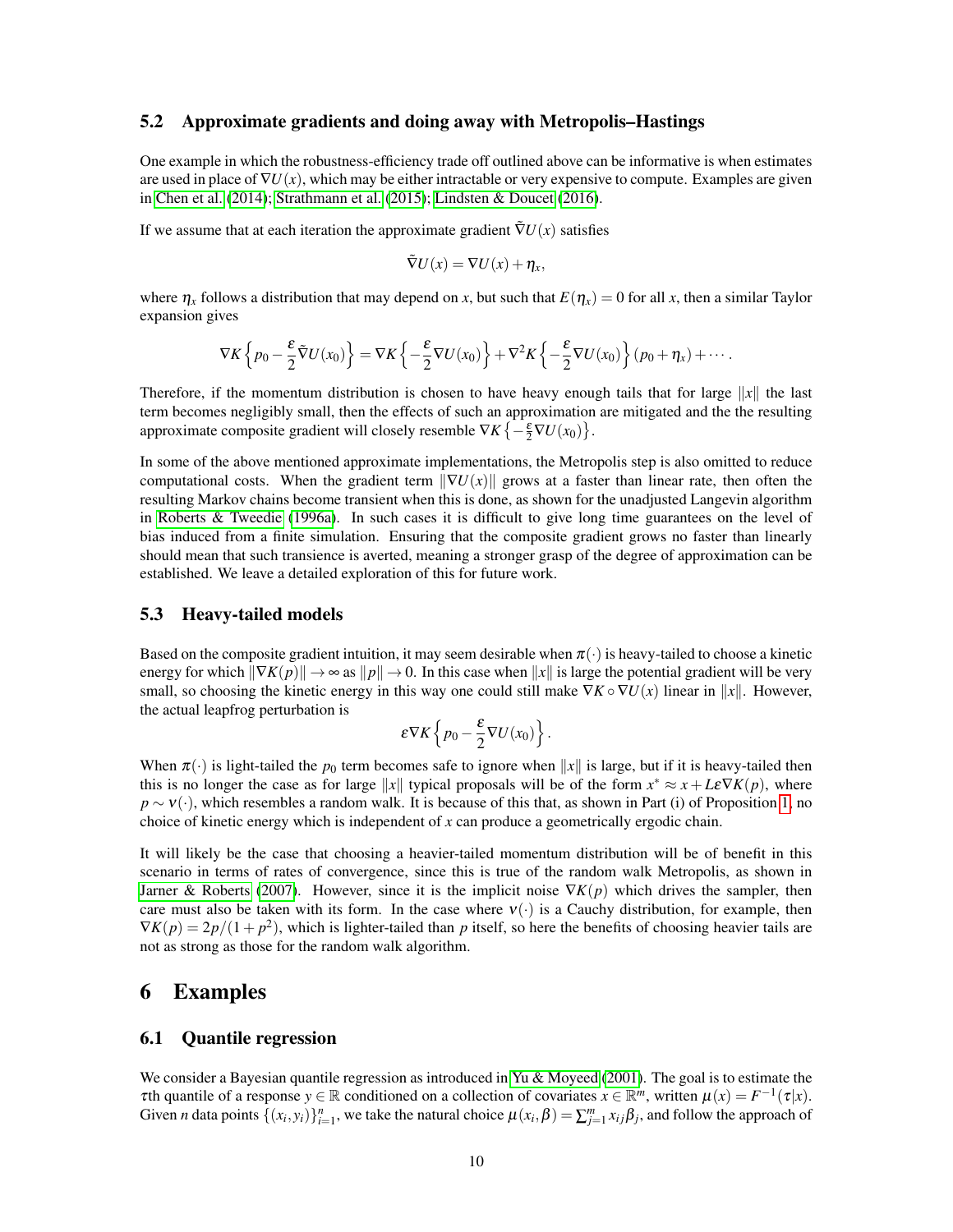### 5.2 Approximate gradients and doing away with Metropolis–Hastings

One example in which the robustness-efficiency trade off outlined above can be informative is when estimates are used in place of $\nabla U(x)$, which may be either intractable or very expensive to compute. Examples are given in Chen et al. (2014); Strathmann et al. (2015); Lindsten & Doucet (2016).

If we assume that at each iteration the approximate gradient $\tilde{\nabla} U(x)$ satisfies

$$\tilde{\nabla} U(x) = \nabla U(x) + \eta_x,$$

where $\eta_x$ follows a distribution that may depend on $x$, but such that $E(\eta_x) = 0$ for all $x$, then a similar Taylor expansion gives

$$\nabla K\left\{p_0 - \frac{\varepsilon}{2}\tilde{\nabla} U(x_0)\right\} = \nabla K\left\{-\frac{\varepsilon}{2}\nabla U(x_0)\right\} + \nabla^2 K\left\{-\frac{\varepsilon}{2}\nabla U(x_0)\right\}(p_0 + \eta_x) + \cdots .$$

Therefore, if the momentum distribution is chosen to have heavy enough tails that for large $\|x\|$ the last term becomes negligibly small, then the effects of such an approximation are mitigated and the the resulting approximate composite gradient will closely resemble $\nabla K\left\{-\frac{\varepsilon}{2}\nabla U(x_0)\right\}$.

In some of the above mentioned approximate implementations, the Metropolis step is also omitted to reduce computational costs. When the gradient term $\|\nabla U(x)\|$ grows at a faster than linear rate, then often the resulting Markov chains become transient when this is done, as shown for the unadjusted Langevin algorithm in Roberts & Tweedie (1996a). In such cases it is difficult to give long time guarantees on the level of bias induced from a finite simulation. Ensuring that the composite gradient grows no faster than linearly should mean that such transience is averted, meaning a stronger grasp of the degree of approximation can be established. We leave a detailed exploration of this for future work.

### 5.3 Heavy-tailed models

Based on the composite gradient intuition, it may seem desirable when $\pi(\cdot)$ is heavy-tailed to choose a kinetic energy for which $\|\nabla K(p)\| \to \infty$ as $\|p\| \to 0$. In this case when $\|x\|$ is large the potential gradient will be very small, so choosing the kinetic energy in this way one could still make $\nabla K \circ \nabla U(x)$ linear in $\|x\|$. However, the actual leapfrog perturbation is

$$\varepsilon \nabla K\left\{p_0 - \frac{\varepsilon}{2}\nabla U(x_0)\right\}.$$

When $\pi(\cdot)$ is light-tailed the $p_0$ term becomes safe to ignore when $\|x\|$ is large, but if it is heavy-tailed then this is no longer the case as for large $\|x\|$ typical proposals will be of the form $x^* \approx x + L\varepsilon\nabla K(p)$, where $p \sim \nu(\cdot)$, which resembles a random walk. It is because of this that, as shown in Part (i) of Proposition 1, no choice of kinetic energy which is independent of $x$ can produce a geometrically ergodic chain.

It will likely be the case that choosing a heavier-tailed momentum distribution will be of benefit in this scenario in terms of rates of convergence, since this is true of the random walk Metropolis, as shown in Jarner & Roberts (2007). However, since it is the implicit noise $\nabla K(p)$ which drives the sampler, then care must also be taken with its form. In the case where $\nu(\cdot)$ is a Cauchy distribution, for example, then $\nabla K(p) = 2p/(1 + p^2)$, which is lighter-tailed than $p$ itself, so here the benefits of choosing heavier tails are not as strong as those for the random walk algorithm.

## 6 Examples

### 6.1 Quantile regression

We consider a Bayesian quantile regression as introduced in Yu & Moyeed (2001). The goal is to estimate the $\tau$th quantile of a response $y \in \mathbb{R}$ conditioned on a collection of covariates $x \in \mathbb{R}^m$, written $\mu(x) = F^{-1}(\tau|x)$. Given $n$ data points $\{(x_i, y_i)\}_{i=1}^n$, we take the natural choice $\mu(x_i, \beta) = \sum_{j=1}^m x_{ij}\beta_j$, and follow the approach of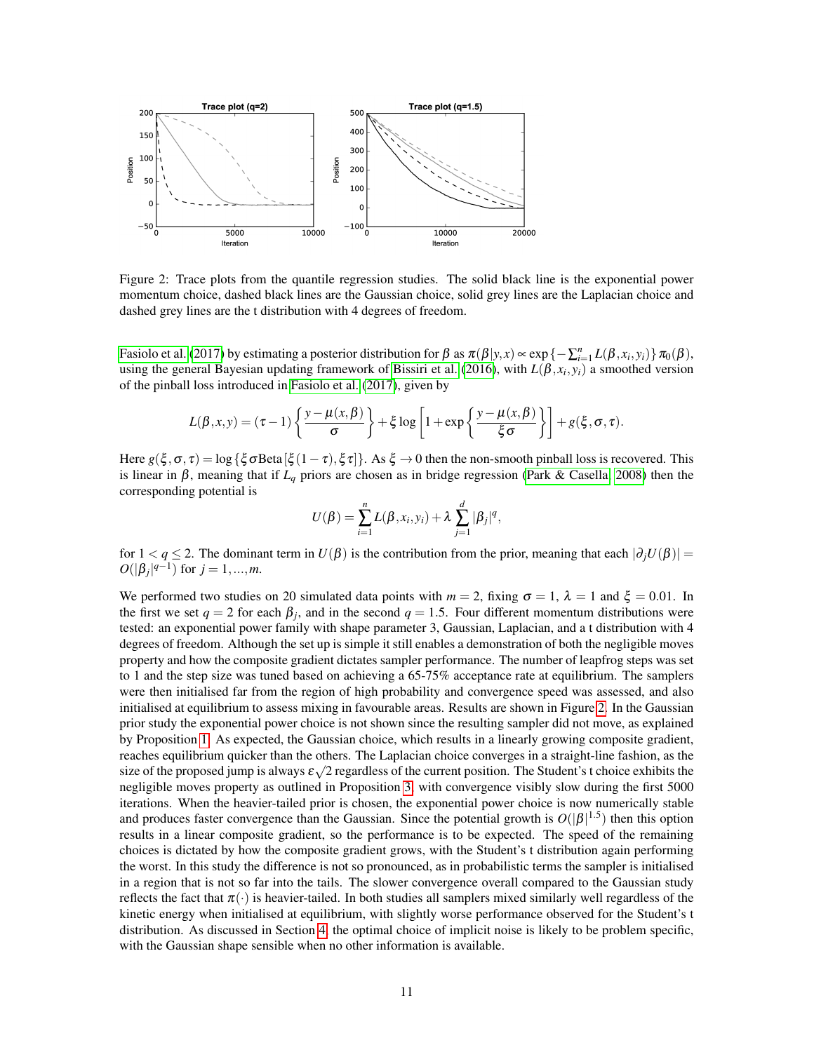Figure 2: Trace plots from the quantile regression studies. The solid black line is the exponential power momentum choice, dashed black lines are the Gaussian choice, solid grey lines are the Laplacian choice and dashed grey lines are the t distribution with 4 degrees of freedom.

Fasiolo et al. (2017) by estimating a posterior distribution for $\beta$ as $\pi(\beta|y,x) \propto \exp\{-\sum_{i=1}^{n} L(\beta, x_i, y_i)\}\pi_0(\beta)$, using the general Bayesian updating framework of Bissiri et al. (2016), with $L(\beta, x_i, y_i)$ a smoothed version of the pinball loss introduced in Fasiolo et al. (2017), given by

$$L(\beta, x, y) = (\tau - 1)\left\{\frac{y - \mu(x,\beta)}{\sigma}\right\} + \xi \log\left[1 + \exp\left\{\frac{y - \mu(x,\beta)}{\xi\sigma}\right\}\right] + g(\xi, \sigma, \tau).$$

Here $g(\xi, \sigma, \tau) = \log\{\xi\sigma \text{Beta}[\xi(1-\tau), \xi\tau]\}$. As $\xi \to 0$ then the non-smooth pinball loss is recovered. This is linear in $\beta$, meaning that if $L_q$ priors are chosen as in bridge regression (Park & Casella 2008) then the corresponding potential is

$$U(\beta) = \sum_{i=1}^{n} L(\beta, x_i, y_i) + \lambda \sum_{j=1}^{d} |\beta_j|^q,$$

for $1 < q \leq 2$. The dominant term in $U(\beta)$ is the contribution from the prior, meaning that each $|\partial_j U(\beta)| = O(|\beta_j|^{q-1})$ for $j = 1, ..., m$.

We performed two studies on 20 simulated data points with $m = 2$, fixing $\sigma = 1$, $\lambda = 1$ and $\xi = 0.01$. In the first we set $q = 2$ for each $\beta_j$, and in the second $q = 1.5$. Four different momentum distributions were tested: an exponential power family with shape parameter 3, Gaussian, Laplacian, and a t distribution with 4 degrees of freedom. Although the set up is simple it still enables a demonstration of both the negligible moves property and how the composite gradient dictates sampler performance. The number of leapfrog steps was set to 1 and the step size was tuned based on achieving a 65-75% acceptance rate at equilibrium. The samplers were then initialised far from the region of high probability and convergence speed was assessed, and also initialised at equilibrium to assess mixing in favourable areas. Results are shown in Figure 2. In the Gaussian prior study the exponential power choice is not shown since the resulting sampler did not move, as explained by Proposition 1. As expected, the Gaussian choice, which results in a linearly growing composite gradient, reaches equilibrium quicker than the others. The Laplacian choice converges in a straight-line fashion, as the size of the proposed jump is always $\varepsilon\sqrt{2}$ regardless of the current position. The Student's t choice exhibits the negligible moves property as outlined in Proposition 3, with convergence visibly slow during the first 5000 iterations. When the heavier-tailed prior is chosen, the exponential power choice is now numerically stable and produces faster convergence than the Gaussian. Since the potential growth is $O(|\beta|^{1.5})$ then this option results in a linear composite gradient, so the performance is to be expected. The speed of the remaining choices is dictated by how the composite gradient grows, with the Student's t distribution again performing the worst. In this study the difference is not so pronounced, as in probabilistic terms the sampler is initialised in a region that is not so far into the tails. The slower convergence overall compared to the Gaussian study reflects the fact that $\pi(\cdot)$ is heavier-tailed. In both studies all samplers mixed similarly well regardless of the kinetic energy when initialised at equilibrium, with slightly worse performance observed for the Student's t distribution. As discussed in Section 4, the optimal choice of implicit noise is likely to be problem specific, with the Gaussian shape sensible when no other information is available.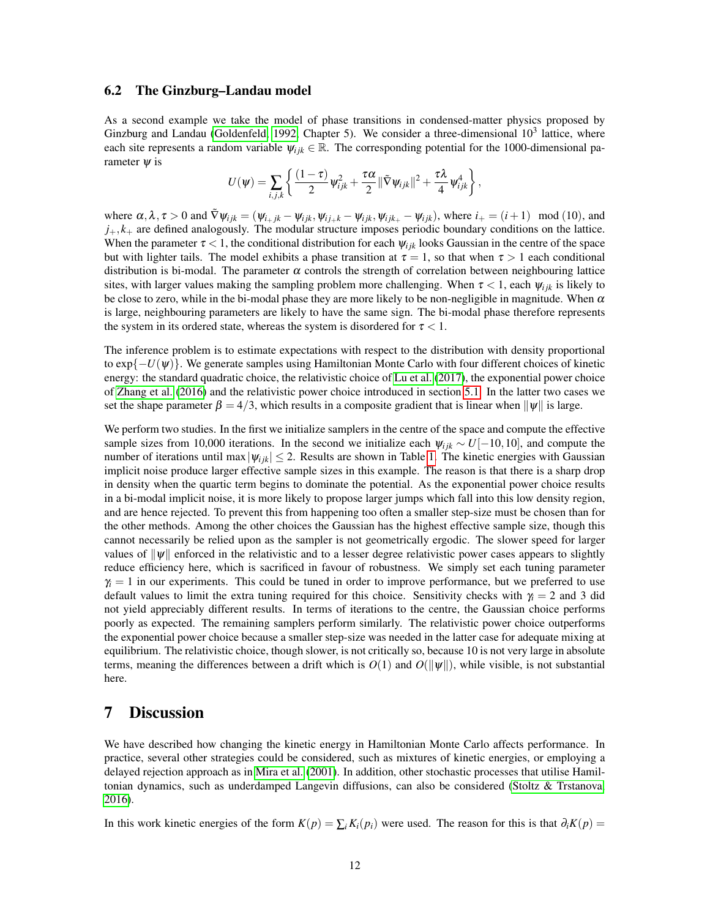### 6.2 The Ginzburg–Landau model

As a second example we take the model of phase transitions in condensed-matter physics proposed by Ginzburg and Landau (Goldenfeld, 1992, Chapter 5). We consider a three-dimensional $10^3$ lattice, where each site represents a random variable $\psi_{ijk} \in \mathbb{R}$. The corresponding potential for the 1000-dimensional parameter $\psi$ is

$$U(\psi) = \sum_{i,j,k} \left\{ \frac{(1-\tau)}{2} \psi_{ijk}^2 + \frac{\tau\alpha}{2} \|\tilde{\nabla}\psi_{ijk}\|^2 + \frac{\tau\lambda}{4} \psi_{ijk}^4 \right\},$$

where $\alpha, \lambda, \tau > 0$ and $\tilde{\nabla}\psi_{ijk} = (\psi_{i_+jk} - \psi_{ijk}, \psi_{ij_+k} - \psi_{ijk}, \psi_{ijk_+} - \psi_{ijk})$, where $i_+ = (i+1) \mod (10)$, and $j_+, k_+$ are defined analogously. The modular structure imposes periodic boundary conditions on the lattice. When the parameter $\tau < 1$, the conditional distribution for each $\psi_{ijk}$ looks Gaussian in the centre of the space but with lighter tails. The model exhibits a phase transition at $\tau = 1$, so that when $\tau > 1$ each conditional distribution is bi-modal. The parameter $\alpha$ controls the strength of correlation between neighbouring lattice sites, with larger values making the sampling problem more challenging. When $\tau < 1$, each $\psi_{ijk}$ is likely to be close to zero, while in the bi-modal phase they are more likely to be non-negligible in magnitude. When $\alpha$ is large, neighbouring parameters are likely to have the same sign. The bi-modal phase therefore represents the system in its ordered state, whereas the system is disordered for $\tau < 1$.

The inference problem is to estimate expectations with respect to the distribution with density proportional to $\exp\{-U(\psi)\}$. We generate samples using Hamiltonian Monte Carlo with four different choices of kinetic energy: the standard quadratic choice, the relativistic choice of Lu et al. (2017), the exponential power choice of Zhang et al. (2016) and the relativistic power choice introduced in section 5.1. In the latter two cases we set the shape parameter $\beta = 4/3$, which results in a composite gradient that is linear when $\|\psi\|$ is large.

We perform two studies. In the first we initialize samplers in the centre of the space and compute the effective sample sizes from 10,000 iterations. In the second we initialize each $\psi_{ijk} \sim U[-10, 10]$, and compute the number of iterations until $\max|\psi_{ijk}| \leq 2$. Results are shown in Table 1. The kinetic energies with Gaussian implicit noise produce larger effective sample sizes in this example. The reason is that there is a sharp drop in density when the quartic term begins to dominate the potential. As the exponential power choice results in a bi-modal implicit noise, it is more likely to propose larger jumps which fall into this low density region, and are hence rejected. To prevent this from happening too often a smaller step-size must be chosen than for the other methods. Among the other choices the Gaussian has the highest effective sample size, though this cannot necessarily be relied upon as the sampler is not geometrically ergodic. The slower speed for larger values of $\|\psi\|$ enforced in the relativistic and to a lesser degree relativistic power cases appears to slightly reduce efficiency here, which is sacrificed in favour of robustness. We simply set each tuning parameter $\gamma_i = 1$ in our experiments. This could be tuned in order to improve performance, but we preferred to use default values to limit the extra tuning required for this choice. Sensitivity checks with $\gamma_i = 2$ and 3 did not yield appreciably different results. In terms of iterations to the centre, the Gaussian choice performs poorly as expected. The remaining samplers perform similarly. The relativistic power choice outperforms the exponential power choice because a smaller step-size was needed in the latter case for adequate mixing at equilibrium. The relativistic choice, though slower, is not critically so, because 10 is not very large in absolute terms, meaning the differences between a drift which is $O(1)$ and $O(\|\psi\|)$, while visible, is not substantial here.

# 7 Discussion

We have described how changing the kinetic energy in Hamiltonian Monte Carlo affects performance. In practice, several other strategies could be considered, such as mixtures of kinetic energies, or employing a delayed rejection approach as in Mira et al. (2001). In addition, other stochastic processes that utilise Hamiltonian dynamics, such as underdamped Langevin diffusions, can also be considered (Stoltz & Trstanova 2016).

In this work kinetic energies of the form $K(p) = \sum_i K_i(p_i)$ were used. The reason for this is that $\partial_i K(p) =$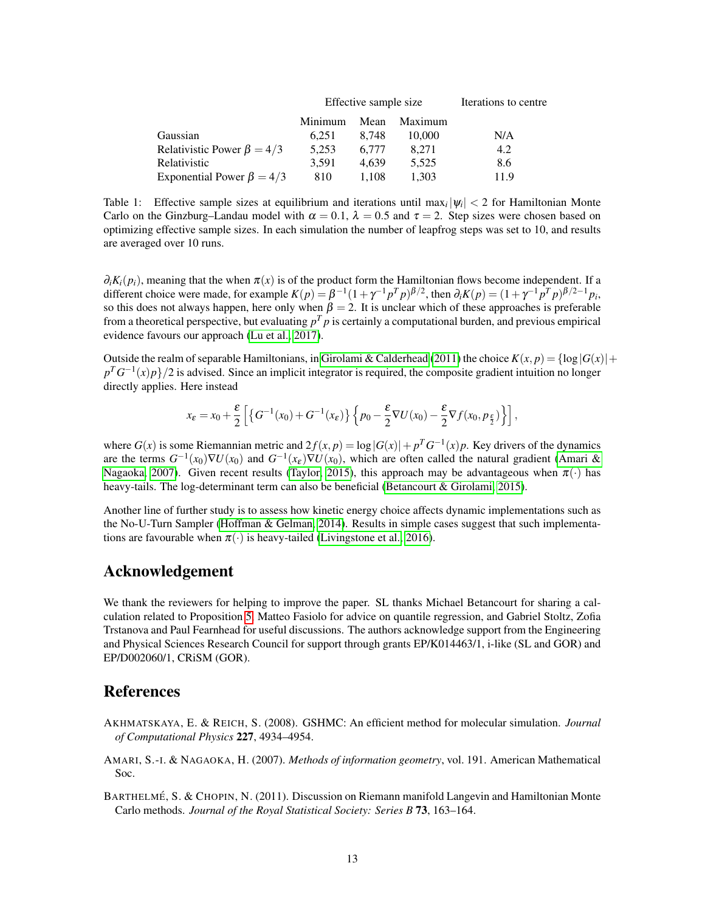| | Effective sample size | | | Iterations to centre |
|---|---|---|---|---|
| | Minimum | Mean | Maximum | |
| Gaussian | 6,251 | 8,748 | 10,000 | N/A |
| Relativistic Power $\beta = 4/3$ | 5,253 | 6,777 | 8,271 | 4.2 |
| Relativistic | 3,591 | 4,639 | 5,525 | 8.6 |
| Exponential Power $\beta = 4/3$ | 810 | 1,108 | 1,303 | 11.9 |

Table 1: Effective sample sizes at equilibrium and iterations until $\max_i |\psi_i| < 2$ for Hamiltonian Monte Carlo on the Ginzburg–Landau model with $\alpha = 0.1$, $\lambda = 0.5$ and $\tau = 2$. Step sizes were chosen based on optimizing effective sample sizes. In each simulation the number of leapfrog steps was set to 10, and results are averaged over 10 runs.

$\partial_i K_i(p_i)$, meaning that the when $\pi(x)$ is of the product form the Hamiltonian flows become independent. If a different choice were made, for example $K(p) = \beta^{-1}(1+\gamma^{-1}p^T p)^{\beta/2}$, then $\partial_i K(p) = (1+\gamma^{-1}p^T p)^{\beta/2-1}p_i$, so this does not always happen, here only when $\beta = 2$. It is unclear which of these approaches is preferable from a theoretical perspective, but evaluating $p^T p$ is certainly a computational burden, and previous empirical evidence favours our approach (Lu et al., 2017).

Outside the realm of separable Hamiltonians, in Girolami & Calderhead (2011) the choice $K(x,p) = \{\log|G(x)| + p^T G^{-1}(x)p\}/2$ is advised. Since an implicit integrator is required, the composite gradient intuition no longer directly applies. Here instead

$$x_\varepsilon = x_0 + \frac{\varepsilon}{2}\left[\left\{G^{-1}(x_0) + G^{-1}(x_\varepsilon)\right\}\left\{p_0 - \frac{\varepsilon}{2}\nabla U(x_0) - \frac{\varepsilon}{2}\nabla f(x_0, p_{\frac{\varepsilon}{2}})\right\}\right],$$

where $G(x)$ is some Riemannian metric and $2f(x,p) = \log|G(x)| + p^T G^{-1}(x)p$. Key drivers of the dynamics are the terms $G^{-1}(x_0)\nabla U(x_0)$ and $G^{-1}(x_\varepsilon)\nabla U(x_0)$, which are often called the natural gradient (Amari & Nagaoka, 2007). Given recent results (Taylor, 2015), this approach may be advantageous when $\pi(\cdot)$ has heavy-tails. The log-determinant term can also be beneficial (Betancourt & Girolami, 2015).

Another line of further study is to assess how kinetic energy choice affects dynamic implementations such as the No-U-Turn Sampler (Hoffman & Gelman, 2014). Results in simple cases suggest that such implementations are favourable when $\pi(\cdot)$ is heavy-tailed (Livingstone et al., 2016).

## Acknowledgement

We thank the reviewers for helping to improve the paper. SL thanks Michael Betancourt for sharing a calculation related to Proposition 5, Matteo Fasiolo for advice on quantile regression, and Gabriel Stoltz, Zofia Trstanova and Paul Fearnhead for useful discussions. The authors acknowledge support from the Engineering and Physical Sciences Research Council for support through grants EP/K014463/1, i-like (SL and GOR) and EP/D002060/1, CRiSM (GOR).

## References

AKHMATSKAYA, E. & REICH, S. (2008). GSHMC: An efficient method for molecular simulation. *Journal of Computational Physics* **227**, 4934–4954.

AMARI, S.-I. & NAGAOKA, H. (2007). *Methods of information geometry*, vol. 191. American Mathematical Soc.

BARTHELMÉ, S. & CHOPIN, N. (2011). Discussion on Riemann manifold Langevin and Hamiltonian Monte Carlo methods. *Journal of the Royal Statistical Society: Series B* **73**, 163–164.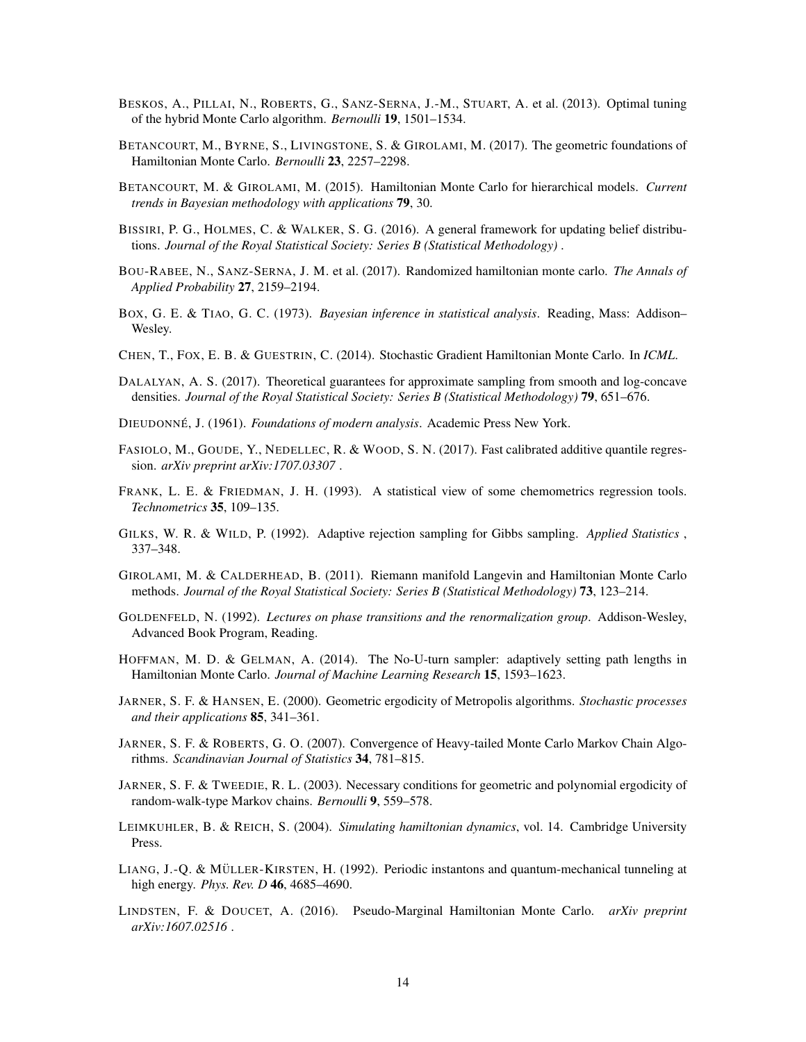Beskos, A., Pillai, N., Roberts, G., Sanz-Serna, J.-M., Stuart, A. et al. (2013). Optimal tuning of the hybrid Monte Carlo algorithm. *Bernoulli* **19**, 1501–1534.

Betancourt, M., Byrne, S., Livingstone, S. & Girolami, M. (2017). The geometric foundations of Hamiltonian Monte Carlo. *Bernoulli* **23**, 2257–2298.

Betancourt, M. & Girolami, M. (2015). Hamiltonian Monte Carlo for hierarchical models. *Current trends in Bayesian methodology with applications* **79**, 30.

Bissiri, P. G., Holmes, C. & Walker, S. G. (2016). A general framework for updating belief distributions. *Journal of the Royal Statistical Society: Series B (Statistical Methodology)* .

Bou-Rabee, N., Sanz-Serna, J. M. et al. (2017). Randomized hamiltonian monte carlo. *The Annals of Applied Probability* **27**, 2159–2194.

Box, G. E. & Tiao, G. C. (1973). *Bayesian inference in statistical analysis*. Reading, Mass: Addison–Wesley.

Chen, T., Fox, E. B. & Guestrin, C. (2014). Stochastic Gradient Hamiltonian Monte Carlo. In *ICML*.

Dalalyan, A. S. (2017). Theoretical guarantees for approximate sampling from smooth and log-concave densities. *Journal of the Royal Statistical Society: Series B (Statistical Methodology)* **79**, 651–676.

Dieudonné, J. (1961). *Foundations of modern analysis*. Academic Press New York.

Fasiolo, M., Goude, Y., Nedellec, R. & Wood, S. N. (2017). Fast calibrated additive quantile regression. *arXiv preprint arXiv:1707.03307* .

Frank, L. E. & Friedman, J. H. (1993). A statistical view of some chemometrics regression tools. *Technometrics* **35**, 109–135.

Gilks, W. R. & Wild, P. (1992). Adaptive rejection sampling for Gibbs sampling. *Applied Statistics* , 337–348.

Girolami, M. & Calderhead, B. (2011). Riemann manifold Langevin and Hamiltonian Monte Carlo methods. *Journal of the Royal Statistical Society: Series B (Statistical Methodology)* **73**, 123–214.

Goldenfeld, N. (1992). *Lectures on phase transitions and the renormalization group*. Addison-Wesley, Advanced Book Program, Reading.

Hoffman, M. D. & Gelman, A. (2014). The No-U-turn sampler: adaptively setting path lengths in Hamiltonian Monte Carlo. *Journal of Machine Learning Research* **15**, 1593–1623.

Jarner, S. F. & Hansen, E. (2000). Geometric ergodicity of Metropolis algorithms. *Stochastic processes and their applications* **85**, 341–361.

Jarner, S. F. & Roberts, G. O. (2007). Convergence of Heavy-tailed Monte Carlo Markov Chain Algorithms. *Scandinavian Journal of Statistics* **34**, 781–815.

Jarner, S. F. & Tweedie, R. L. (2003). Necessary conditions for geometric and polynomial ergodicity of random-walk-type Markov chains. *Bernoulli* **9**, 559–578.

Leimkuhler, B. & Reich, S. (2004). *Simulating hamiltonian dynamics*, vol. 14. Cambridge University Press.

Liang, J.-Q. & Müller-Kirsten, H. (1992). Periodic instantons and quantum-mechanical tunneling at high energy. *Phys. Rev. D* **46**, 4685–4690.

Lindsten, F. & Doucet, A. (2016). Pseudo-Marginal Hamiltonian Monte Carlo. *arXiv preprint arXiv:1607.02516* .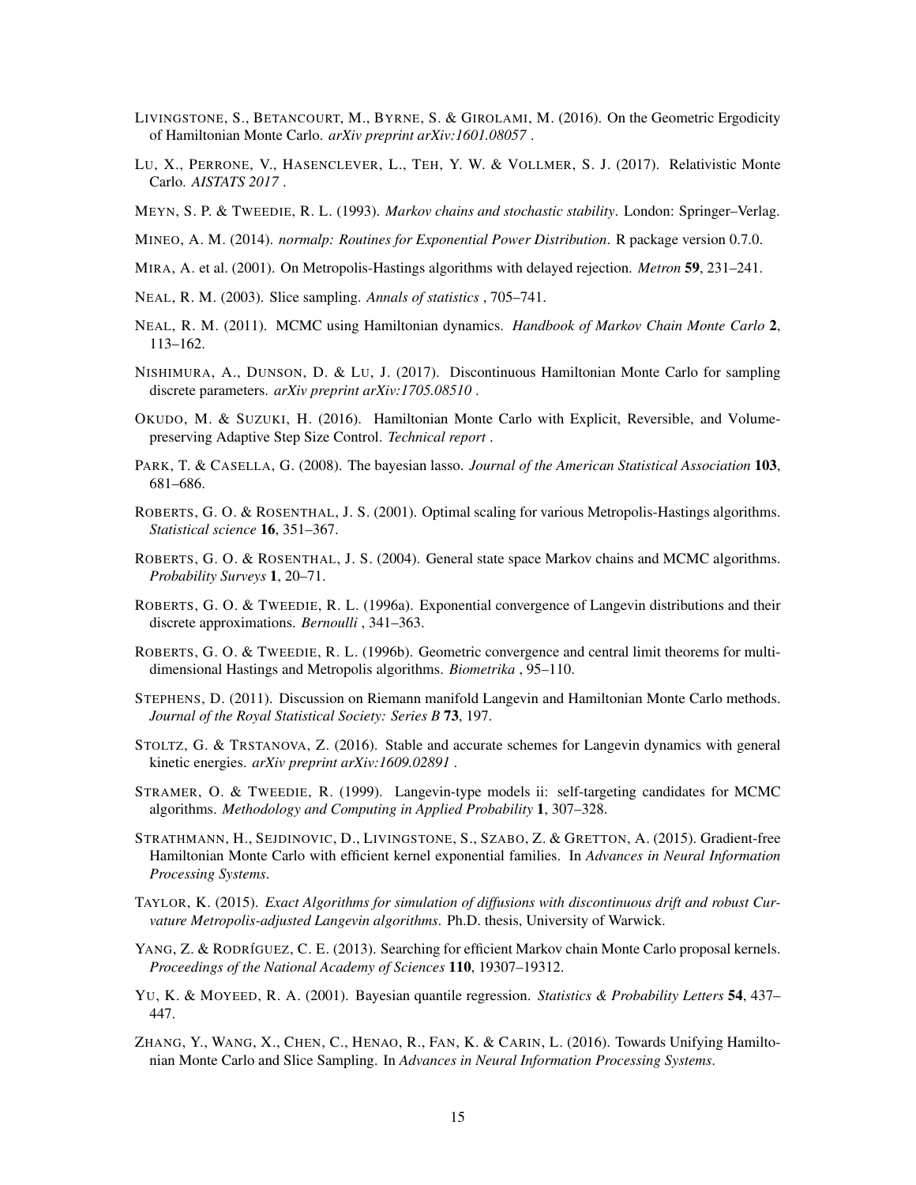LIVINGSTONE, S., BETANCOURT, M., BYRNE, S. & GIROLAMI, M. (2016). On the Geometric Ergodicity of Hamiltonian Monte Carlo. *arXiv preprint arXiv:1601.08057* .

LU, X., PERRONE, V., HASENCLEVER, L., TEH, Y. W. & VOLLMER, S. J. (2017). Relativistic Monte Carlo. *AISTATS 2017* .

MEYN, S. P. & TWEEDIE, R. L. (1993). *Markov chains and stochastic stability*. London: Springer–Verlag.

MINEO, A. M. (2014). *normalp: Routines for Exponential Power Distribution*. R package version 0.7.0.

MIRA, A. et al. (2001). On Metropolis-Hastings algorithms with delayed rejection. *Metron* **59**, 231–241.

NEAL, R. M. (2003). Slice sampling. *Annals of statistics* , 705–741.

NEAL, R. M. (2011). MCMC using Hamiltonian dynamics. *Handbook of Markov Chain Monte Carlo* **2**, 113–162.

NISHIMURA, A., DUNSON, D. & LU, J. (2017). Discontinuous Hamiltonian Monte Carlo for sampling discrete parameters. *arXiv preprint arXiv:1705.08510* .

OKUDO, M. & SUZUKI, H. (2016). Hamiltonian Monte Carlo with Explicit, Reversible, and Volume-preserving Adaptive Step Size Control. *Technical report* .

PARK, T. & CASELLA, G. (2008). The bayesian lasso. *Journal of the American Statistical Association* **103**, 681–686.

ROBERTS, G. O. & ROSENTHAL, J. S. (2001). Optimal scaling for various Metropolis-Hastings algorithms. *Statistical science* **16**, 351–367.

ROBERTS, G. O. & ROSENTHAL, J. S. (2004). General state space Markov chains and MCMC algorithms. *Probability Surveys* **1**, 20–71.

ROBERTS, G. O. & TWEEDIE, R. L. (1996a). Exponential convergence of Langevin distributions and their discrete approximations. *Bernoulli* , 341–363.

ROBERTS, G. O. & TWEEDIE, R. L. (1996b). Geometric convergence and central limit theorems for multidimensional Hastings and Metropolis algorithms. *Biometrika* , 95–110.

STEPHENS, D. (2011). Discussion on Riemann manifold Langevin and Hamiltonian Monte Carlo methods. *Journal of the Royal Statistical Society: Series B* **73**, 197.

STOLTZ, G. & TRSTANOVA, Z. (2016). Stable and accurate schemes for Langevin dynamics with general kinetic energies. *arXiv preprint arXiv:1609.02891* .

STRAMER, O. & TWEEDIE, R. (1999). Langevin-type models ii: self-targeting candidates for MCMC algorithms. *Methodology and Computing in Applied Probability* **1**, 307–328.

STRATHMANN, H., SEJDINOVIC, D., LIVINGSTONE, S., SZABO, Z. & GRETTON, A. (2015). Gradient-free Hamiltonian Monte Carlo with efficient kernel exponential families. In *Advances in Neural Information Processing Systems*.

TAYLOR, K. (2015). *Exact Algorithms for simulation of diffusions with discontinuous drift and robust Curvature Metropolis-adjusted Langevin algorithms*. Ph.D. thesis, University of Warwick.

YANG, Z. & RODRÍGUEZ, C. E. (2013). Searching for efficient Markov chain Monte Carlo proposal kernels. *Proceedings of the National Academy of Sciences* **110**, 19307–19312.

YU, K. & MOYEED, R. A. (2001). Bayesian quantile regression. *Statistics & Probability Letters* **54**, 437–447.

ZHANG, Y., WANG, X., CHEN, C., HENAO, R., FAN, K. & CARIN, L. (2016). Towards Unifying Hamiltonian Monte Carlo and Slice Sampling. In *Advances in Neural Information Processing Systems*.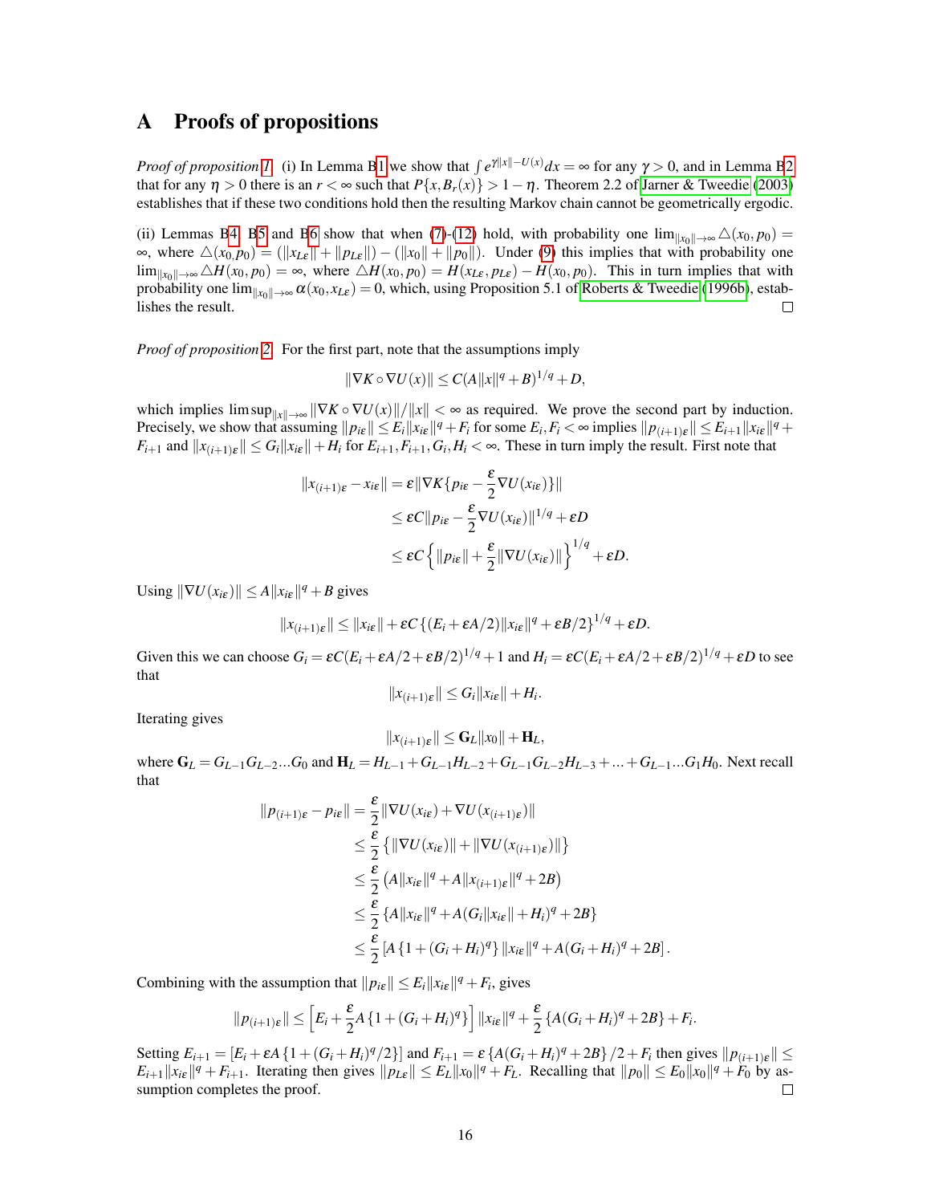# A Proofs of propositions

*Proof of proposition 1.* (i) In Lemma B1 we show that $\int e^{\gamma\|x\|-U(x)}dx = \infty$ for any $\gamma > 0$, and in Lemma B2 that for any $\eta > 0$ there is an $r < \infty$ such that $P\{x, B_r(x)\} > 1 - \eta$. Theorem 2.2 of Jarner & Tweedie (2003) establishes that if these two conditions hold then the resulting Markov chain cannot be geometrically ergodic.

(ii) Lemmas B4, B5 and B6 show that when (7)-(12) hold, with probability one $\lim_{\|x_0\|\to\infty} \triangle(x_0, p_0) = \infty$, where $\triangle(x_0, p_0) = (\|x_{L\varepsilon}\| + \|p_{L\varepsilon}\|) - (\|x_0\| + \|p_0\|)$. Under (9) this implies that with probability one $\lim_{\|x_0\|\to\infty} \triangle H(x_0, p_0) = \infty$, where $\triangle H(x_0, p_0) = H(x_{L\varepsilon}, p_{L\varepsilon}) - H(x_0, p_0)$. This in turn implies that with probability one $\lim_{\|x_0\|\to\infty} \alpha(x_0, x_{L\varepsilon}) = 0$, which, using Proposition 5.1 of Roberts & Tweedie (1996b), establishes the result. □

*Proof of proposition 2.* For the first part, note that the assumptions imply

$$\|\nabla K \circ \nabla U(x)\| \leq C(A\|x\|^q + B)^{1/q} + D,$$

which implies $\limsup_{\|x\|\to\infty} \|\nabla K \circ \nabla U(x)\|/\|x\| < \infty$ as required. We prove the second part by induction. Precisely, we show that assuming $\|p_{i\varepsilon}\| \leq E_i\|x_{i\varepsilon}\|^q + F_i$ for some $E_i, F_i < \infty$ implies $\|p_{(i+1)\varepsilon}\| \leq E_{i+1}\|x_{i\varepsilon}\|^q + F_{i+1}$ and $\|x_{(i+1)\varepsilon}\| \leq G_i\|x_{i\varepsilon}\| + H_i$ for $E_{i+1}, F_{i+1}, G_i, H_i < \infty$. These in turn imply the result. First note that

$$\begin{aligned}
\|x_{(i+1)\varepsilon} - x_{i\varepsilon}\| &= \varepsilon\|\nabla K\{p_{i\varepsilon} - \frac{\varepsilon}{2}\nabla U(x_{i\varepsilon})\}\| \\
&\leq \varepsilon C\|p_{i\varepsilon} - \frac{\varepsilon}{2}\nabla U(x_{i\varepsilon})\|^{1/q} + \varepsilon D \\
&\leq \varepsilon C\left\{\|p_{i\varepsilon}\| + \frac{\varepsilon}{2}\|\nabla U(x_{i\varepsilon})\|\right\}^{1/q} + \varepsilon D.
\end{aligned}$$

Using $\|\nabla U(x_{i\varepsilon})\| \leq A\|x_{i\varepsilon}\|^q + B$ gives

$$\|x_{(i+1)\varepsilon}\| \leq \|x_{i\varepsilon}\| + \varepsilon C\left\{(E_i + \varepsilon A/2)\|x_{i\varepsilon}\|^q + \varepsilon B/2\right\}^{1/q} + \varepsilon D.$$

Given this we can choose $G_i = \varepsilon C(E_i + \varepsilon A/2 + \varepsilon B/2)^{1/q} + 1$ and $H_i = \varepsilon C(E_i + \varepsilon A/2 + \varepsilon B/2)^{1/q} + \varepsilon D$ to see that

$$\|x_{(i+1)\varepsilon}\| \leq G_i\|x_{i\varepsilon}\| + H_i.$$

Iterating gives

$$\|x_{(i+1)\varepsilon}\| \leq \mathbf{G}_L\|x_0\| + \mathbf{H}_L,$$

where $\mathbf{G}_L = G_{L-1}G_{L-2}...G_0$ and $\mathbf{H}_L = H_{L-1} + G_{L-1}H_{L-2} + G_{L-1}G_{L-2}H_{L-3} + ... + G_{L-1}...G_1H_0$. Next recall that

$$\begin{aligned}
\|p_{(i+1)\varepsilon} - p_{i\varepsilon}\| &= \frac{\varepsilon}{2}\|\nabla U(x_{i\varepsilon}) + \nabla U(x_{(i+1)\varepsilon})\| \\
&\leq \frac{\varepsilon}{2}\left\{\|\nabla U(x_{i\varepsilon})\| + \|\nabla U(x_{(i+1)\varepsilon})\|\right\} \\
&\leq \frac{\varepsilon}{2}\left(A\|x_{i\varepsilon}\|^q + A\|x_{(i+1)\varepsilon}\|^q + 2B\right) \\
&\leq \frac{\varepsilon}{2}\left\{A\|x_{i\varepsilon}\|^q + A(G_i\|x_{i\varepsilon}\| + H_i)^q + 2B\right\} \\
&\leq \frac{\varepsilon}{2}\left[A\left\{1 + (G_i + H_i)^q\right\}\|x_{i\varepsilon}\|^q + A(G_i + H_i)^q + 2B\right].
\end{aligned}$$

Combining with the assumption that $\|p_{i\varepsilon}\| \leq E_i\|x_{i\varepsilon}\|^q + F_i$, gives

$$\|p_{(i+1)\varepsilon}\| \leq \left[E_i + \frac{\varepsilon}{2}A\left\{1 + (G_i + H_i)^q\right\}\right]\|x_{i\varepsilon}\|^q + \frac{\varepsilon}{2}\left\{A(G_i + H_i)^q + 2B\right\} + F_i.$$

Setting $E_{i+1} = [E_i + \varepsilon A\{1 + (G_i + H_i)^q/2\}]$ and $F_{i+1} = \varepsilon\{A(G_i + H_i)^q + 2B\}/2 + F_i$ then gives $\|p_{(i+1)\varepsilon}\| \leq E_{i+1}\|x_{i\varepsilon}\|^q + F_{i+1}$. Iterating then gives $\|p_{L\varepsilon}\| \leq E_L\|x_0\|^q + F_L$. Recalling that $\|p_0\| \leq E_0\|x_0\|^q + F_0$ by assumption completes the proof. □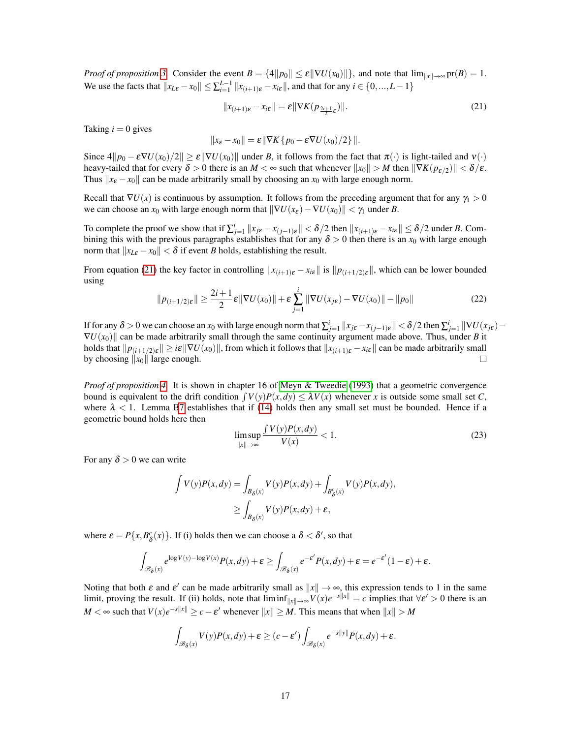*Proof of proposition 3.* Consider the event $B = \{4\|p_0\| \leq \varepsilon\|\nabla U(x_0)\|\}$, and note that $\lim_{\|x\|\to\infty} \text{pr}(B) = 1$. We use the facts that $\|x_{L\varepsilon} - x_0\| \leq \sum_{i=1}^{L-1} \|x_{(i+1)\varepsilon} - x_{i\varepsilon}\|$, and that for any $i \in \{0, ..., L-1\}$

$$\|x_{(i+1)\varepsilon} - x_{i\varepsilon}\| = \varepsilon\|\nabla K(p_{\frac{2i+1}{2}\varepsilon})\|. \tag{21}$$

Taking $i = 0$ gives

$$\|x_\varepsilon - x_0\| = \varepsilon\|\nabla K\{p_0 - \varepsilon\nabla U(x_0)/2\}\|.$$

Since $4\|p_0 - \varepsilon\nabla U(x_0)/2\| \geq \varepsilon\|\nabla U(x_0)\|$ under $B$, it follows from the fact that $\pi(\cdot)$ is light-tailed and $\nu(\cdot)$ heavy-tailed that for every $\delta > 0$ there is an $M < \infty$ such that whenever $\|x_0\| > M$ then $\|\nabla K(p_{\varepsilon/2})\| < \delta/\varepsilon$. Thus $\|x_\varepsilon - x_0\|$ can be made arbitrarily small by choosing an $x_0$ with large enough norm.

Recall that $\nabla U(x)$ is continuous by assumption. It follows from the preceding argument that for any $\gamma_1 > 0$ we can choose an $x_0$ with large enough norm that $\|\nabla U(x_\varepsilon) - \nabla U(x_0)\| < \gamma_1$ under $B$.

To complete the proof we show that if $\sum_{j=1}^{i} \|x_{j\varepsilon} - x_{(j-1)\varepsilon}\| < \delta/2$ then $\|x_{(i+1)\varepsilon} - x_{i\varepsilon}\| \leq \delta/2$ under $B$. Combining this with the previous paragraphs establishes that for any $\delta > 0$ then there is an $x_0$ with large enough norm that $\|x_{L\varepsilon} - x_0\| < \delta$ if event $B$ holds, establishing the result.

From equation (21) the key factor in controlling $\|x_{(i+1)\varepsilon} - x_{i\varepsilon}\|$ is $\|p_{(i+1/2)\varepsilon}\|$, which can be lower bounded using

$$\|p_{(i+1/2)\varepsilon}\| \geq \frac{2i+1}{2}\varepsilon\|\nabla U(x_0)\| + \varepsilon\sum_{j=1}^{i}\|\nabla U(x_{j\varepsilon}) - \nabla U(x_0)\| - \|p_0\| \tag{22}$$

If for any $\delta > 0$ we can choose an $x_0$ with large enough norm that $\sum_{j=1}^{i} \|x_{j\varepsilon} - x_{(j-1)\varepsilon}\| < \delta/2$ then $\sum_{j=1}^{i} \|\nabla U(x_{j\varepsilon}) - \nabla U(x_0)\|$ can be made arbitrarily small through the same continuity argument made above. Thus, under $B$ it holds that $\|p_{(i+1/2)\varepsilon}\| \geq i\varepsilon\|\nabla U(x_0)\|$, from which it follows that $\|x_{(i+1)\varepsilon} - x_{i\varepsilon}\|$ can be made arbitrarily small by choosing $\|x_0\|$ large enough. $\square$

*Proof of proposition 4.* It is shown in chapter 16 of Meyn & Tweedie (1993) that a geometric convergence bound is equivalent to the drift condition $\int V(y)P(x,dy) \leq \lambda V(x)$ whenever $x$ is outside some small set $C$, where $\lambda < 1$. Lemma B7 establishes that if (14) holds then any small set must be bounded. Hence if a geometric bound holds here then

$$\limsup_{\|x\|\to\infty} \frac{\int V(y)P(x,dy)}{V(x)} < 1. \tag{23}$$

For any $\delta > 0$ we can write

$$\begin{aligned}
\int V(y)P(x,dy) &= \int_{B_\delta(x)} V(y)P(x,dy) + \int_{B^c_\delta(x)} V(y)P(x,dy), \\
&\geq \int_{B_\delta(x)} V(y)P(x,dy) + \varepsilon,
\end{aligned}$$

where $\varepsilon = P\{x, B^c_\delta(x)\}$. If (i) holds then we can choose a $\delta < \delta'$, so that

$$\int_{\mathscr{B}_\delta(x)} e^{\log V(y) - \log V(x)} P(x,dy) + \varepsilon \geq \int_{\mathscr{B}_\delta(x)} e^{-\varepsilon'} P(x,dy) + \varepsilon = e^{-\varepsilon'}(1-\varepsilon) + \varepsilon.$$

Noting that both $\varepsilon$ and $\varepsilon'$ can be made arbitrarily small as $\|x\| \to \infty$, this expression tends to 1 in the same limit, proving the result. If (ii) holds, note that $\liminf_{\|x\|\to\infty} V(x)e^{-s\|x\|} = c$ implies that $\forall \varepsilon' > 0$ there is an $M < \infty$ such that $V(x)e^{-s\|x\|} \geq c - \varepsilon'$ whenever $\|x\| \geq M$. This means that when $\|x\| > M$

$$\int_{\mathscr{B}_\delta(x)} V(y)P(x,dy) + \varepsilon \geq (c - \varepsilon') \int_{\mathscr{B}_\delta(x)} e^{-s\|y\|} P(x,dy) + \varepsilon.$$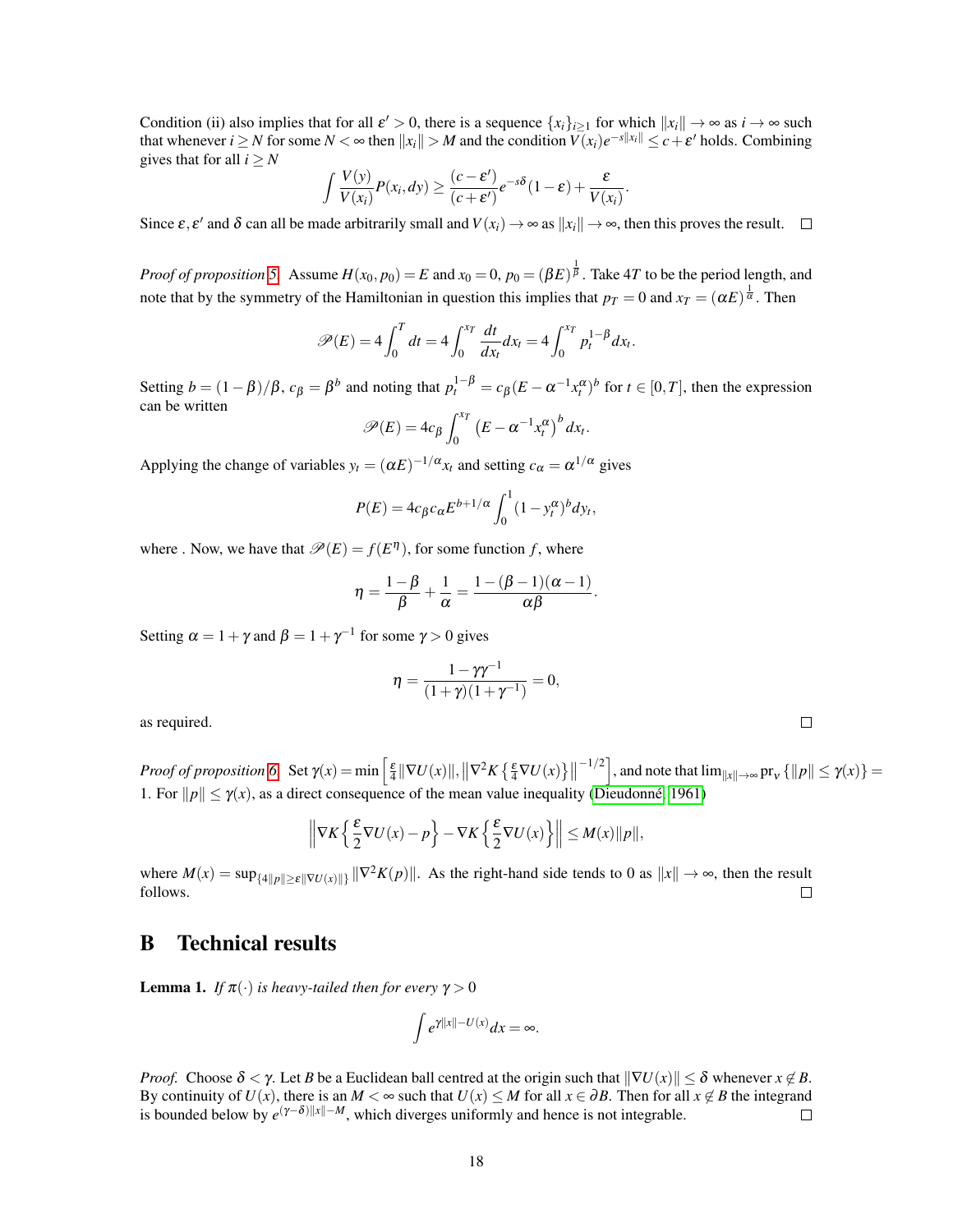Condition (ii) also implies that for all $\varepsilon' > 0$, there is a sequence $\{x_i\}_{i\geq 1}$ for which $\|x_i\| \to \infty$ as $i \to \infty$ such that whenever $i \geq N$ for some $N < \infty$ then $\|x_i\| > M$ and the condition $V(x_i)e^{-s\|x_i\|} \leq c + \varepsilon'$ holds. Combining gives that for all $i \geq N$

$$\int \frac{V(y)}{V(x_i)} P(x_i, dy) \geq \frac{(c-\varepsilon')}{(c+\varepsilon')} e^{-s\delta}(1-\varepsilon) + \frac{\varepsilon}{V(x_i)}.$$

Since $\varepsilon, \varepsilon'$ and $\delta$ can all be made arbitrarily small and $V(x_i) \to \infty$ as $\|x_i\| \to \infty$, then this proves the result. □

*Proof of proposition 5.* Assume $H(x_0, p_0) = E$ and $x_0 = 0$, $p_0 = (\beta E)^{\frac{1}{\beta}}$. Take $4T$ to be the period length, and note that by the symmetry of the Hamiltonian in question this implies that $p_T = 0$ and $x_T = (\alpha E)^{\frac{1}{\alpha}}$. Then

$$\mathscr{P}(E) = 4\int_0^T dt = 4\int_0^{x_T} \frac{dt}{dx_t} dx_t = 4\int_0^{x_T} p_t^{1-\beta} dx_t.$$

Setting $b = (1-\beta)/\beta$, $c_\beta = \beta^b$ and noting that $p_t^{1-\beta} = c_\beta (E - \alpha^{-1} x_t^\alpha)^b$ for $t \in [0, T]$, then the expression can be written

$$\mathscr{P}(E) = 4c_\beta \int_0^{x_T} \left(E - \alpha^{-1} x_t^\alpha\right)^b dx_t.$$

Applying the change of variables $y_t = (\alpha E)^{-1/\alpha} x_t$ and setting $c_\alpha = \alpha^{1/\alpha}$ gives

$$P(E) = 4c_\beta c_\alpha E^{b+1/\alpha} \int_0^1 (1 - y_t^\alpha)^b dy_t,$$

where . Now, we have that $\mathscr{P}(E) = f(E^\eta)$, for some function $f$, where

$$\eta = \frac{1-\beta}{\beta} + \frac{1}{\alpha} = \frac{1-(\beta-1)(\alpha-1)}{\alpha\beta}.$$

Setting $\alpha = 1+\gamma$ and $\beta = 1+\gamma^{-1}$ for some $\gamma > 0$ gives

$$\eta = \frac{1-\gamma\gamma^{-1}}{(1+\gamma)(1+\gamma^{-1})} = 0,$$

as required. □

*Proof of proposition 6.* Set $\gamma(x) = \min\left[\frac{\varepsilon}{4}\|\nabla U(x)\|, \left\|\nabla^2 K\left\{\frac{\varepsilon}{4}\nabla U(x)\right\}\right\|^{-1/2}\right]$, and note that $\lim_{\|x\|\to\infty} \mathrm{pr}_v\left\{\|p\| \leq \gamma(x)\right\} = 1$. For $\|p\| \leq \gamma(x)$, as a direct consequence of the mean value inequality (Dieudonné, 1961)

$$\left\|\nabla K\left\{\frac{\varepsilon}{2}\nabla U(x) - p\right\} - \nabla K\left\{\frac{\varepsilon}{2}\nabla U(x)\right\}\right\| \leq M(x)\|p\|,$$

where $M(x) = \sup_{\{4\|p\| \geq \varepsilon\|\nabla U(x)\|\}} \|\nabla^2 K(p)\|$. As the right-hand side tends to 0 as $\|x\| \to \infty$, then the result follows. □

# B Technical results

**Lemma 1.** *If $\pi(\cdot)$ is heavy-tailed then for every $\gamma > 0$*

$$\int e^{\gamma\|x\| - U(x)} dx = \infty.$$

*Proof.* Choose $\delta < \gamma$. Let $B$ be a Euclidean ball centred at the origin such that $\|\nabla U(x)\| \leq \delta$ whenever $x \notin B$. By continuity of $U(x)$, there is an $M < \infty$ such that $U(x) \leq M$ for all $x \in \partial B$. Then for all $x \notin B$ the integrand is bounded below by $e^{(\gamma-\delta)\|x\| - M}$, which diverges uniformly and hence is not integrable. □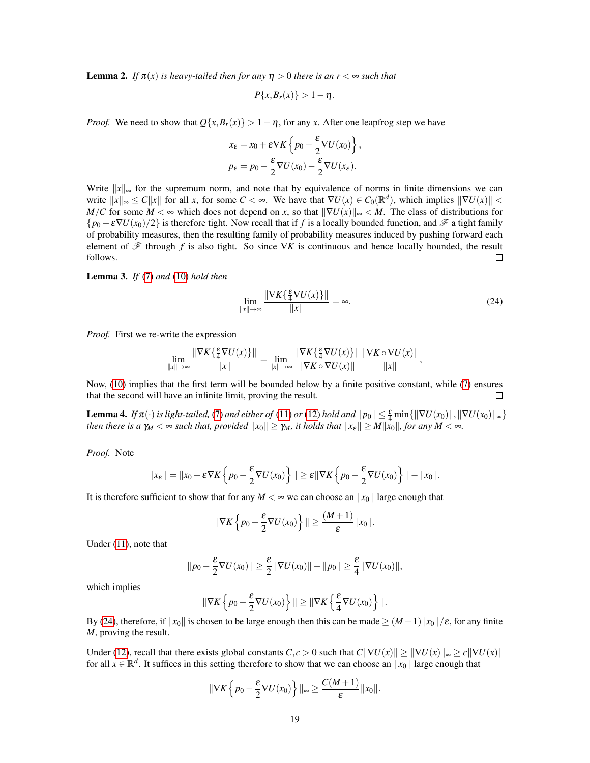**Lemma 2.** *If $\pi(x)$ is heavy-tailed then for any $\eta > 0$ there is an $r < \infty$ such that*

$$P\{x, B_r(x)\} > 1 - \eta.$$

*Proof.* We need to show that $Q\{x, B_r(x)\} > 1 - \eta$, for any $x$. After one leapfrog step we have

$$x_\varepsilon = x_0 + \varepsilon \nabla K \left\{ p_0 - \frac{\varepsilon}{2} \nabla U(x_0) \right\},$$
$$p_\varepsilon = p_0 - \frac{\varepsilon}{2} \nabla U(x_0) - \frac{\varepsilon}{2} \nabla U(x_\varepsilon).$$

Write $\|x\|_\infty$ for the supremum norm, and note that by equivalence of norms in finite dimensions we can write $\|x\|_\infty \leq C\|x\|$ for all $x$, for some $C < \infty$. We have that $\nabla U(x) \in C_0(\mathbb{R}^d)$, which implies $\|\nabla U(x)\| < M/C$ for some $M < \infty$ which does not depend on $x$, so that $\|\nabla U(x)\|_\infty < M$. The class of distributions for $\{p_0 - \varepsilon \nabla U(x_0)/2\}$ is therefore tight. Now recall that if $f$ is a locally bounded function, and $\mathscr{F}$ a tight family of probability measures, then the resulting family of probability measures induced by pushing forward each element of $\mathscr{F}$ through $f$ is also tight. So since $\nabla K$ is continuous and hence locally bounded, the result follows. $\square$

**Lemma 3.** *If (7) and (10) hold then*

$$\lim_{\|x\| \to \infty} \frac{\|\nabla K\{\frac{\varepsilon}{4} \nabla U(x)\}\|}{\|x\|} = \infty. \tag{24}$$

*Proof.* First we re-write the expression

$$\lim_{\|x\| \to \infty} \frac{\|\nabla K\{\frac{\varepsilon}{4} \nabla U(x)\}\|}{\|x\|} = \lim_{\|x\| \to \infty} \frac{\|\nabla K\{\frac{\varepsilon}{4} \nabla U(x)\}\|}{\|\nabla K \circ \nabla U(x)\|} \frac{\|\nabla K \circ \nabla U(x)\|}{\|x\|},$$

Now, (10) implies that the first term will be bounded below by a finite positive constant, while (7) ensures that the second will have an infinite limit, proving the result. $\square$

**Lemma 4.** *If $\pi(\cdot)$ is light-tailed, (7) and either of (11) or (12) hold and $\|p_0\| \leq \frac{\varepsilon}{4} \min\{\|\nabla U(x_0)\|, \|\nabla U(x_0)\|_\infty\}$ then there is a $\gamma_M < \infty$ such that, provided $\|x_0\| \geq \gamma_M$, it holds that $\|x_\varepsilon\| \geq M\|x_0\|$, for any $M < \infty$.*

*Proof.* Note

$$\|x_\varepsilon\| = \|x_0 + \varepsilon \nabla K \left\{ p_0 - \frac{\varepsilon}{2} \nabla U(x_0) \right\} \| \geq \varepsilon \|\nabla K \left\{ p_0 - \frac{\varepsilon}{2} \nabla U(x_0) \right\} \| - \|x_0\|.$$

It is therefore sufficient to show that for any $M < \infty$ we can choose an $\|x_0\|$ large enough that

$$\|\nabla K \left\{ p_0 - \frac{\varepsilon}{2} \nabla U(x_0) \right\} \| \geq \frac{(M+1)}{\varepsilon} \|x_0\|.$$

Under (11), note that

$$\|p_0 - \frac{\varepsilon}{2} \nabla U(x_0)\| \geq \frac{\varepsilon}{2} \|\nabla U(x_0)\| - \|p_0\| \geq \frac{\varepsilon}{4} \|\nabla U(x_0)\|,$$

which implies

$$\|\nabla K \left\{ p_0 - \frac{\varepsilon}{2} \nabla U(x_0) \right\} \| \geq \|\nabla K \left\{ \frac{\varepsilon}{4} \nabla U(x_0) \right\} \|.$$

By (24), therefore, if $\|x_0\|$ is chosen to be large enough then this can be made $\geq (M+1)\|x_0\|/\varepsilon$, for any finite $M$, proving the result.

Under (12), recall that there exists global constants $C, c > 0$ such that $C\|\nabla U(x)\| \geq \|\nabla U(x)\|_\infty \geq c\|\nabla U(x)\|$ for all $x \in \mathbb{R}^d$. It suffices in this setting therefore to show that we can choose an $\|x_0\|$ large enough that

$$\|\nabla K \left\{ p_0 - \frac{\varepsilon}{2} \nabla U(x_0) \right\} \|_\infty \geq \frac{C(M+1)}{\varepsilon} \|x_0\|.$$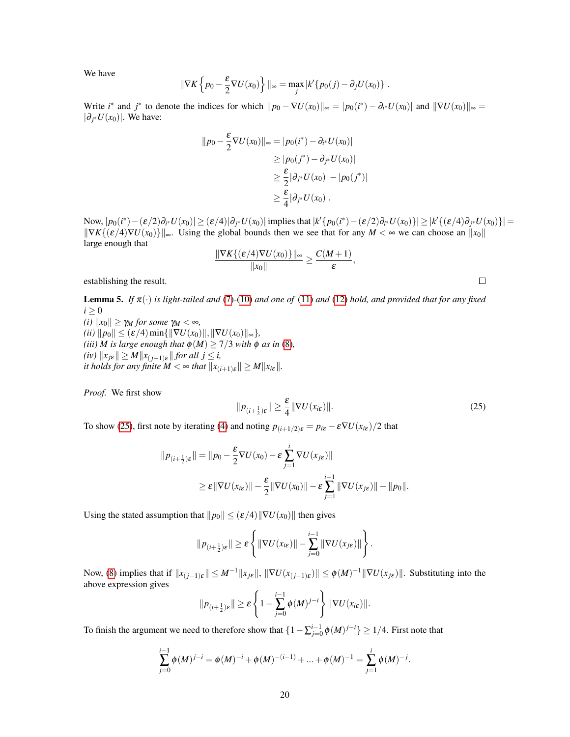We have

$$\|\nabla K\left\{p_0 - \frac{\varepsilon}{2}\nabla U(x_0)\right\}\|_\infty = \max_j |k'\{p_0(j) - \partial_j U(x_0)\}|.$$

Write $i^*$ and $j^*$ to denote the indices for which $\|p_0 - \nabla U(x_0)\|_\infty = |p_0(i^*) - \partial_{i^*} U(x_0)|$ and $\|\nabla U(x_0)\|_\infty = |\partial_{j^*} U(x_0)|$. We have:

$$\begin{aligned}
\|p_0 - \frac{\varepsilon}{2}\nabla U(x_0)\|_\infty &= |p_0(i^*) - \partial_{i^*} U(x_0)| \\
&\geq |p_0(j^*) - \partial_{j^*} U(x_0)| \\
&\geq \frac{\varepsilon}{2}|\partial_{j^*} U(x_0)| - |p_0(j^*)| \\
&\geq \frac{\varepsilon}{4}|\partial_{j^*} U(x_0)|.
\end{aligned}$$

Now, $|p_0(i^*) - (\varepsilon/2)\partial_{i^*} U(x_0)| \geq (\varepsilon/4)|\partial_{j^*} U(x_0)|$ implies that $|k'\{p_0(i^*) - (\varepsilon/2)\partial_{i^*} U(x_0)\}| \geq |k'\{(\varepsilon/4)\partial_{j^*} U(x_0)\}| = \|\nabla K\{(\varepsilon/4)\nabla U(x_0)\}\|_\infty$. Using the global bounds then we see that for any $M < \infty$ we can choose an $\|x_0\|$ large enough that

$$\frac{\|\nabla K\{(\varepsilon/4)\nabla U(x_0)\}\|_\infty}{\|x_0\|} \geq \frac{C(M+1)}{\varepsilon},$$

establishing the result. □

**Lemma 5.** *If $\pi(\cdot)$ is light-tailed and (7)-(10) and one of (11) and (12) hold, and provided that for any fixed $i \geq 0$*
*(i) $\|x_0\| \geq \gamma_M$ for some $\gamma_M < \infty$,*
*(ii) $\|p_0\| \leq (\varepsilon/4)\min\{\|\nabla U(x_0)\|, \|\nabla U(x_0)\|_\infty\}$,*
*(iii) $M$ is large enough that $\phi(M) \geq 7/3$ with $\phi$ as in (8),*
*(iv) $\|x_{j\varepsilon}\| \geq M\|x_{(j-1)\varepsilon}\|$ for all $j \leq i$,*
*it holds for any finite $M < \infty$ that $\|x_{(i+1)\varepsilon}\| \geq M\|x_{i\varepsilon}\|$.*

*Proof.* We first show

$$\|p_{(i+\frac{1}{2})\varepsilon}\| \geq \frac{\varepsilon}{4}\|\nabla U(x_{i\varepsilon})\|. \tag{25}$$

To show (25), first note by iterating (4) and noting $p_{(i+1/2)\varepsilon} = p_{i\varepsilon} - \varepsilon\nabla U(x_{i\varepsilon})/2$ that

$$\begin{aligned}
\|p_{(i+\frac{1}{2})\varepsilon}\| &= \|p_0 - \frac{\varepsilon}{2}\nabla U(x_0) - \varepsilon\sum_{j=1}^{i}\nabla U(x_{j\varepsilon})\| \\
&\geq \varepsilon\|\nabla U(x_{i\varepsilon})\| - \frac{\varepsilon}{2}\|\nabla U(x_0)\| - \varepsilon\sum_{j=1}^{i-1}\|\nabla U(x_{j\varepsilon})\| - \|p_0\|.
\end{aligned}$$

Using the stated assumption that $\|p_0\| \leq (\varepsilon/4)\|\nabla U(x_0)\|$ then gives

$$\|p_{(i+\frac{1}{2})\varepsilon}\| \geq \varepsilon\left\{\|\nabla U(x_{i\varepsilon})\| - \sum_{j=0}^{i-1}\|\nabla U(x_{j\varepsilon})\|\right\}.$$

Now, (8) implies that if $\|x_{(j-1)\varepsilon}\| \leq M^{-1}\|x_{j\varepsilon}\|$, $\|\nabla U(x_{(j-1)\varepsilon})\| \leq \phi(M)^{-1}\|\nabla U(x_{j\varepsilon})\|$. Substituting into the above expression gives

$$\|p_{(i+\frac{1}{2})\varepsilon}\| \geq \varepsilon\left\{1 - \sum_{j=0}^{i-1}\phi(M)^{j-i}\right\}\|\nabla U(x_{i\varepsilon})\|.$$

To finish the argument we need to therefore show that $\{1 - \sum_{j=0}^{i-1}\phi(M)^{j-i}\} \geq 1/4$. First note that

$$\sum_{j=0}^{i-1}\phi(M)^{j-i} = \phi(M)^{-i} + \phi(M)^{-(i-1)} + \ldots + \phi(M)^{-1} = \sum_{j=1}^{i}\phi(M)^{-j}.$$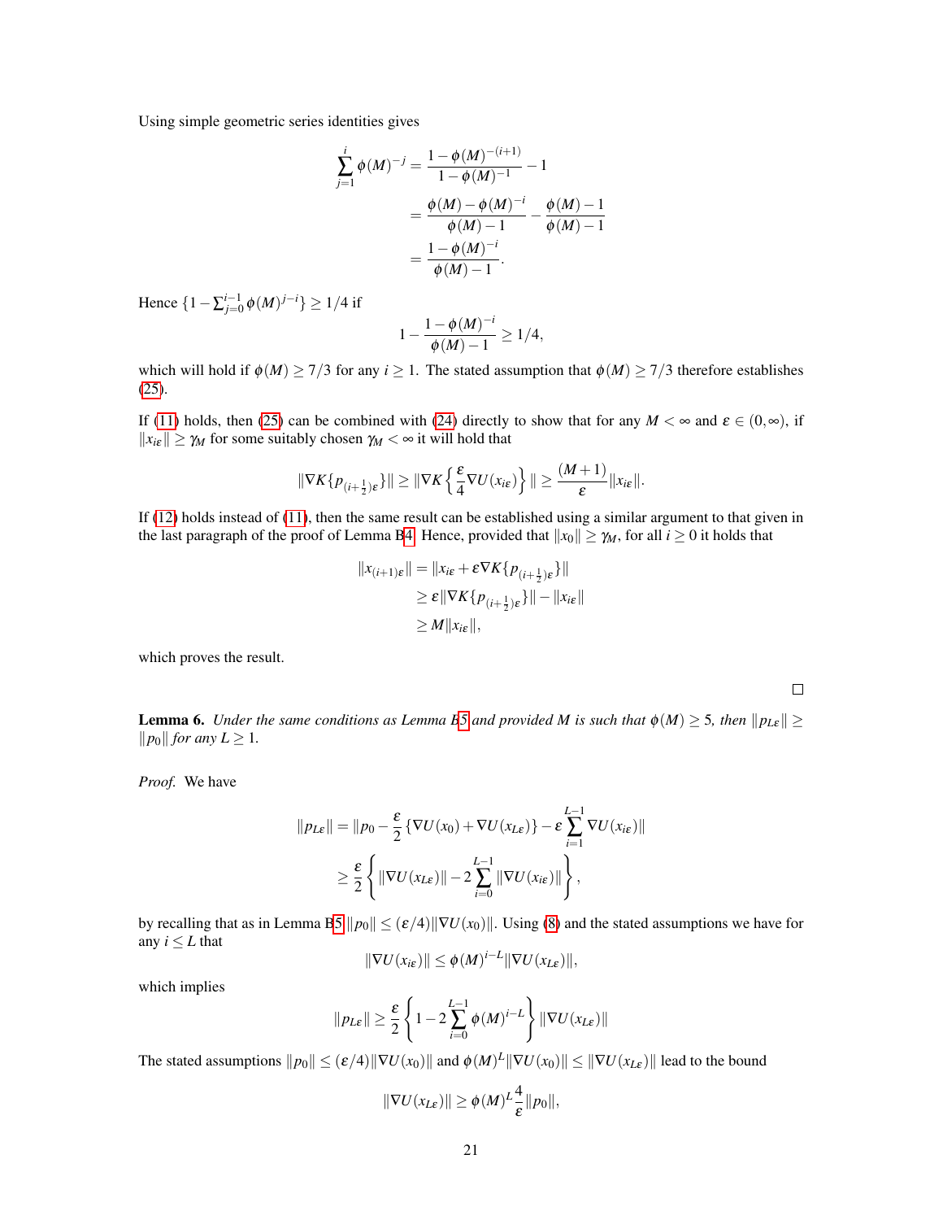Using simple geometric series identities gives

$$
\begin{aligned}
\sum_{j=1}^{i} \phi(M)^{-j} &= \frac{1-\phi(M)^{-(i+1)}}{1-\phi(M)^{-1}} - 1 \\
&= \frac{\phi(M)-\phi(M)^{-i}}{\phi(M)-1} - \frac{\phi(M)-1}{\phi(M)-1} \\
&= \frac{1-\phi(M)^{-i}}{\phi(M)-1}.
\end{aligned}
$$

Hence $\{1-\sum_{j=0}^{i-1}\phi(M)^{j-i}\} \geq 1/4$ if

$$
1 - \frac{1-\phi(M)^{-i}}{\phi(M)-1} \geq 1/4,
$$

which will hold if $\phi(M) \geq 7/3$ for any $i \geq 1$. The stated assumption that $\phi(M) \geq 7/3$ therefore establishes (25).

If (11) holds, then (25) can be combined with (24) directly to show that for any $M < \infty$ and $\varepsilon \in (0, \infty)$, if $\|x_{i\varepsilon}\| \geq \gamma_M$ for some suitably chosen $\gamma_M < \infty$ it will hold that

$$
\|\nabla K\{p_{(i+\frac{1}{2})\varepsilon}\}\| \geq \|\nabla K\left\{\frac{\varepsilon}{4}\nabla U(x_{i\varepsilon})\right\}\| \geq \frac{(M+1)}{\varepsilon}\|x_{i\varepsilon}\|.
$$

If (12) holds instead of (11), then the same result can be established using a similar argument to that given in the last paragraph of the proof of Lemma B4. Hence, provided that $\|x_0\| \geq \gamma_M$, for all $i \geq 0$ it holds that

$$
\begin{aligned}
\|x_{(i+1)\varepsilon}\| &= \|x_{i\varepsilon} + \varepsilon\nabla K\{p_{(i+\frac{1}{2})\varepsilon}\}\| \\
&\geq \varepsilon\|\nabla K\{p_{(i+\frac{1}{2})\varepsilon}\}\| - \|x_{i\varepsilon}\| \\
&\geq M\|x_{i\varepsilon}\|,
\end{aligned}
$$

which proves the result.

$\square$

**Lemma 6.** *Under the same conditions as Lemma B5 and provided $M$ is such that $\phi(M) \geq 5$, then $\|p_{L\varepsilon}\| \geq \|p_0\|$ for any $L \geq 1$.*

*Proof.* We have

$$
\begin{aligned}
\|p_{L\varepsilon}\| &= \|p_0 - \frac{\varepsilon}{2}\{\nabla U(x_0) + \nabla U(x_{L\varepsilon})\} - \varepsilon\sum_{i=1}^{L-1}\nabla U(x_{i\varepsilon})\| \\
&\geq \frac{\varepsilon}{2}\left\{\|\nabla U(x_{L\varepsilon})\| - 2\sum_{i=0}^{L-1}\|\nabla U(x_{i\varepsilon})\|\right\},
\end{aligned}
$$

by recalling that as in Lemma B5 $\|p_0\| \leq (\varepsilon/4)\|\nabla U(x_0)\|$. Using (8) and the stated assumptions we have for any $i \leq L$ that

$$
\|\nabla U(x_{i\varepsilon})\| \leq \phi(M)^{i-L}\|\nabla U(x_{L\varepsilon})\|,
$$

which implies

$$
\|p_{L\varepsilon}\| \geq \frac{\varepsilon}{2}\left\{1 - 2\sum_{i=0}^{L-1}\phi(M)^{i-L}\right\}\|\nabla U(x_{L\varepsilon})\|
$$

The stated assumptions $\|p_0\| \leq (\varepsilon/4)\|\nabla U(x_0)\|$ and $\phi(M)^L\|\nabla U(x_0)\| \leq \|\nabla U(x_{L\varepsilon})\|$ lead to the bound

$$
\|\nabla U(x_{L\varepsilon})\| \geq \phi(M)^L\frac{4}{\varepsilon}\|p_0\|,
$$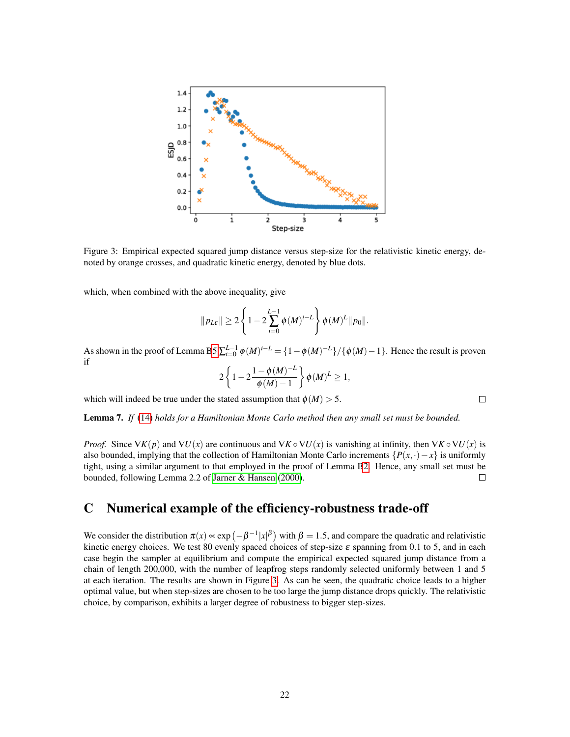ESJD

1.4
1.2
1.0
0.8
0.6
0.4
0.2
0.0

0
1
2
3
4
5

Step-size

Figure 3: Empirical expected squared jump distance versus step-size for the relativistic kinetic energy, denoted by orange crosses, and quadratic kinetic energy, denoted by blue dots.

which, when combined with the above inequality, give

$$\|p_{L\varepsilon}\| \geq 2\left\{1 - 2\sum_{i=0}^{L-1} \phi(M)^{i-L}\right\} \phi(M)^{L} \|p_0\|.$$

As shown in the proof of Lemma B5 $\sum_{i=0}^{L-1} \phi(M)^{i-L} = \{1 - \phi(M)^{-L}\}/\{\phi(M) - 1\}$. Hence the result is proven if

$$2\left\{1 - 2\frac{1 - \phi(M)^{-L}}{\phi(M) - 1}\right\} \phi(M)^{L} \geq 1,$$

which will indeed be true under the stated assumption that $\phi(M) > 5$. □

**Lemma 7.** *If (14) holds for a Hamiltonian Monte Carlo method then any small set must be bounded.*

*Proof.* Since $\nabla K(p)$ and $\nabla U(x)$ are continuous and $\nabla K \circ \nabla U(x)$ is vanishing at infinity, then $\nabla K \circ \nabla U(x)$ is also bounded, implying that the collection of Hamiltonian Monte Carlo increments $\{P(x, \cdot) - x\}$ is uniformly tight, using a similar argument to that employed in the proof of Lemma B2. Hence, any small set must be bounded, following Lemma 2.2 of Jarner & Hansen (2000). □

# C Numerical example of the efficiency-robustness trade-off

We consider the distribution $\pi(x) \propto \exp\left(-\beta^{-1}|x|^{\beta}\right)$ with $\beta = 1.5$, and compare the quadratic and relativistic kinetic energy choices. We test 80 evenly spaced choices of step-size $\varepsilon$ spanning from 0.1 to 5, and in each case begin the sampler at equilibrium and compute the empirical expected squared jump distance from a chain of length 200,000, with the number of leapfrog steps randomly selected uniformly between 1 and 5 at each iteration. The results are shown in Figure 3. As can be seen, the quadratic choice leads to a higher optimal value, but when step-sizes are chosen to be too large the jump distance drops quickly. The relativistic choice, by comparison, exhibits a larger degree of robustness to bigger step-sizes.